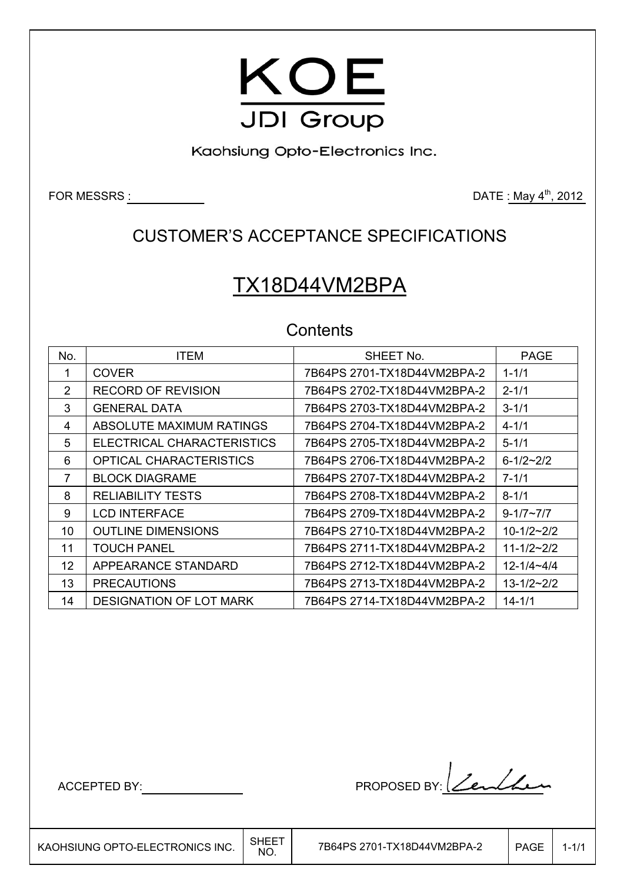# KOE

JDI Group

Kaohsiung Opto-Electronics Inc.

FOR MESSRS :

DATE : May 4th, 2012

## CUSTOMER'S ACCEPTANCE SPECIFICATIONS

## TX18D44VM2BPA

### Contents

| No. | ITEM | SHEET No. | PAGE |
|---|---|---|---|
| 1 | COVER | 7B64PS 2701-TX18D44VM2BPA-2 | 1-1/1 |
| 2 | RECORD OF REVISION | 7B64PS 2702-TX18D44VM2BPA-2 | 2-1/1 |
| 3 | GENERAL DATA | 7B64PS 2703-TX18D44VM2BPA-2 | 3-1/1 |
| 4 | ABSOLUTE MAXIMUM RATINGS | 7B64PS 2704-TX18D44VM2BPA-2 | 4-1/1 |
| 5 | ELECTRICAL CHARACTERISTICS | 7B64PS 2705-TX18D44VM2BPA-2 | 5-1/1 |
| 6 | OPTICAL CHARACTERISTICS | 7B64PS 2706-TX18D44VM2BPA-2 | 6-1/2~2/2 |
| 7 | BLOCK DIAGRAME | 7B64PS 2707-TX18D44VM2BPA-2 | 7-1/1 |
| 8 | RELIABILITY TESTS | 7B64PS 2708-TX18D44VM2BPA-2 | 8-1/1 |
| 9 | LCD INTERFACE | 7B64PS 2709-TX18D44VM2BPA-2 | 9-1/7~7/7 |
| 10 | OUTLINE DIMENSIONS | 7B64PS 2710-TX18D44VM2BPA-2 | 10-1/2~2/2 |
| 11 | TOUCH PANEL | 7B64PS 2711-TX18D44VM2BPA-2 | 11-1/2~2/2 |
| 12 | APPEARANCE STANDARD | 7B64PS 2712-TX18D44VM2BPA-2 | 12-1/4~4/4 |
| 13 | PRECAUTIONS | 7B64PS 2713-TX18D44VM2BPA-2 | 13-1/2~2/2 |
| 14 | DESIGNATION OF LOT MARK | 7B64PS 2714-TX18D44VM2BPA-2 | 14-1/1 |

ACCEPTED BY:

PROPOSED BY: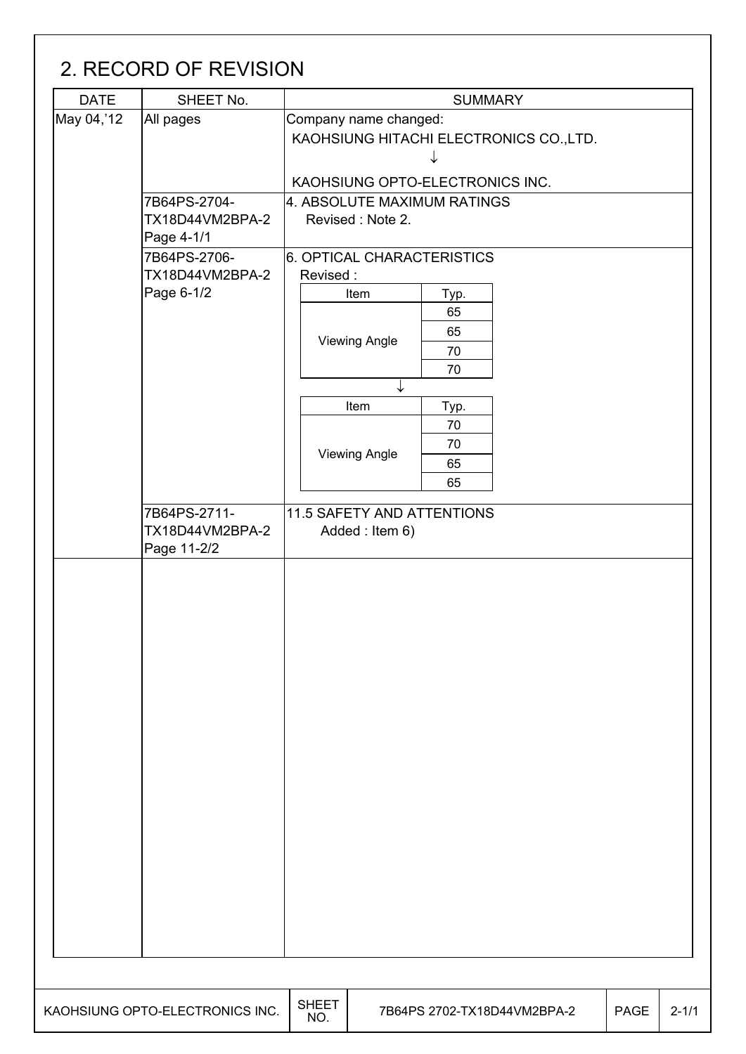## 2. RECORD OF REVISION

| DATE | SHEET No. | SUMMARY |
|---|---|---|
| May 04,'12 | All pages | Company name changed:<br>KAOHSIUNG HITACHI ELECTRONICS CO.,LTD.<br>↓<br>KAOHSIUNG OPTO-ELECTRONICS INC. |
| | 7B64PS-2704-TX18D44VM2BPA-2 Page 4-1/1 | 4. ABSOLUTE MAXIMUM RATINGS<br>Revised : Note 2. |
| | 7B64PS-2706-TX18D44VM2BPA-2 Page 6-1/2 | 6. OPTICAL CHARACTERISTICS<br>Revised :<br>Item: Viewing Angle — Typ.: 65, 65, 70, 70<br>↓<br>Item: Viewing Angle — Typ.: 70, 70, 65, 65 |
| | 7B64PS-2711-TX18D44VM2BPA-2 Page 11-2/2 | 11.5 SAFETY AND ATTENTIONS<br>Added : Item 6) |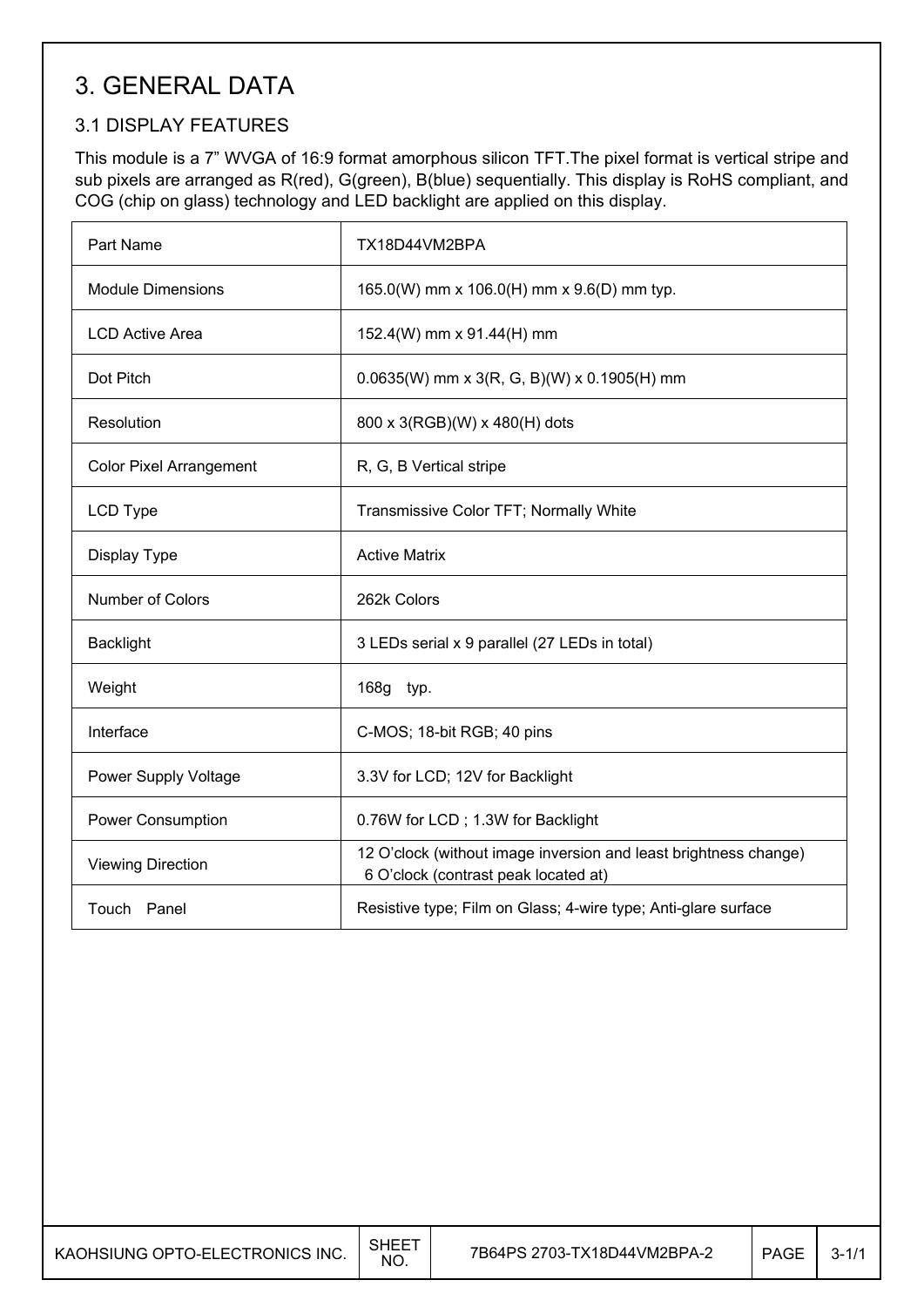# 3. GENERAL DATA

## 3.1 DISPLAY FEATURES

This module is a 7" WVGA of 16:9 format amorphous silicon TFT.The pixel format is vertical stripe and sub pixels are arranged as R(red), G(green), B(blue) sequentially. This display is RoHS compliant, and COG (chip on glass) technology and LED backlight are applied on this display.

| Part Name | TX18D44VM2BPA |
|---|---|
| Module Dimensions | 165.0(W) mm x 106.0(H) mm x 9.6(D) mm typ. |
| LCD Active Area | 152.4(W) mm x 91.44(H) mm |
| Dot Pitch | 0.0635(W) mm x 3(R, G, B)(W) x 0.1905(H) mm |
| Resolution | 800 x 3(RGB)(W) x 480(H) dots |
| Color Pixel Arrangement | R, G, B Vertical stripe |
| LCD Type | Transmissive Color TFT; Normally White |
| Display Type | Active Matrix |
| Number of Colors | 262k Colors |
| Backlight | 3 LEDs serial x 9 parallel (27 LEDs in total) |
| Weight | 168g typ. |
| Interface | C-MOS; 18-bit RGB; 40 pins |
| Power Supply Voltage | 3.3V for LCD; 12V for Backlight |
| Power Consumption | 0.76W for LCD ; 1.3W for Backlight |
| Viewing Direction | 12 O'clock (without image inversion and least brightness change)<br>6 O'clock (contrast peak located at) |
| Touch Panel | Resistive type; Film on Glass; 4-wire type; Anti-glare surface |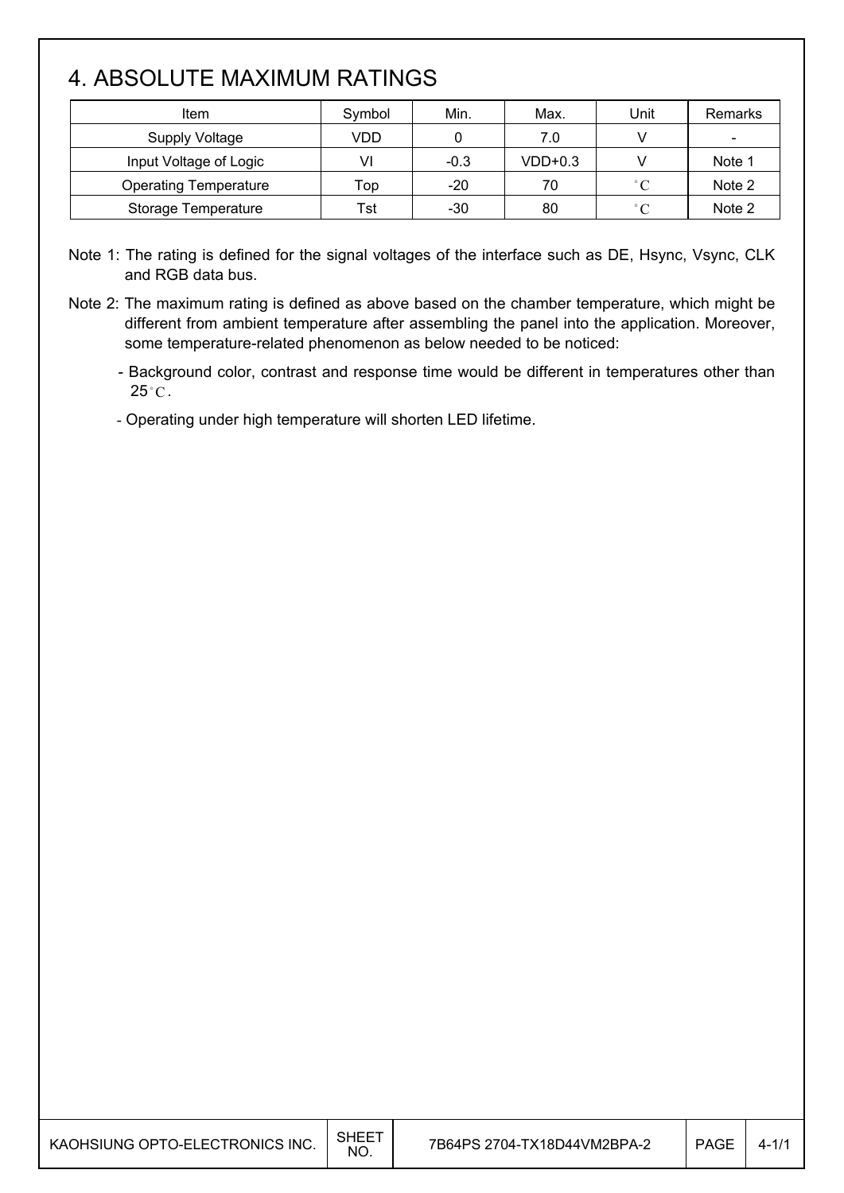# 4. ABSOLUTE MAXIMUM RATINGS

| Item | Symbol | Min. | Max. | Unit | Remarks |
|---|---|---|---|---|---|
| Supply Voltage | VDD | 0 | 7.0 | V | - |
| Input Voltage of Logic | VI | -0.3 | VDD+0.3 | V | Note 1 |
| Operating Temperature | Top | -20 | 70 | °C | Note 2 |
| Storage Temperature | Tst | -30 | 80 | °C | Note 2 |

Note 1: The rating is defined for the signal voltages of the interface such as DE, Hsync, Vsync, CLK and RGB data bus.

Note 2: The maximum rating is defined as above based on the chamber temperature, which might be different from ambient temperature after assembling the panel into the application. Moreover, some temperature-related phenomenon as below needed to be noticed:

- Background color, contrast and response time would be different in temperatures other than 25°C.
- Operating under high temperature will shorten LED lifetime.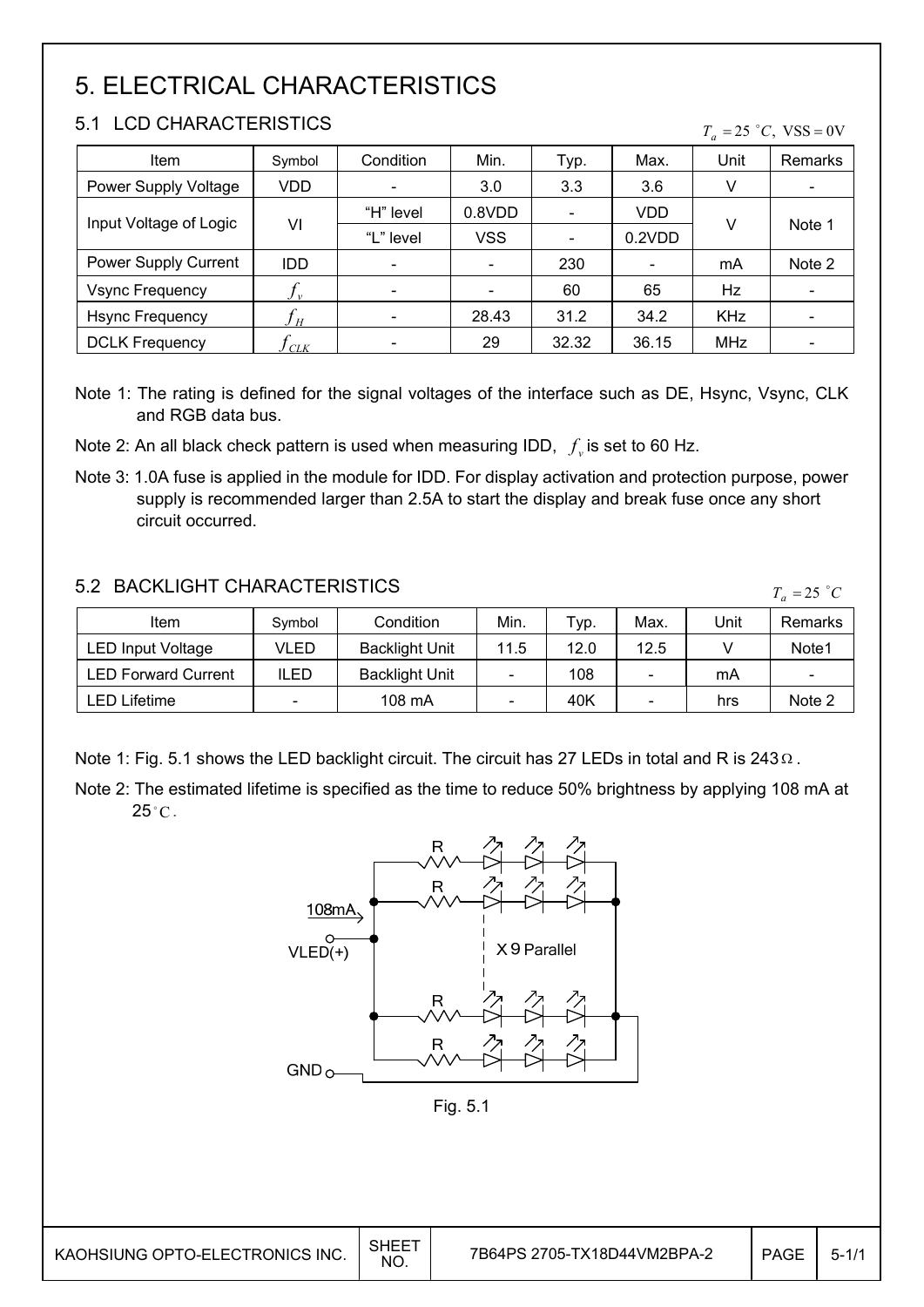# 5. ELECTRICAL CHARACTERISTICS

## 5.1 LCD CHARACTERISTICS

$T_a = 25\ ^\circ C,\ \mathrm{VSS} = 0\mathrm{V}$

| Item | Symbol | Condition | Min. | Typ. | Max. | Unit | Remarks |
|---|---|---|---|---|---|---|---|
| Power Supply Voltage | VDD | - | 3.0 | 3.3 | 3.6 | V | - |
| Input Voltage of Logic | VI | "H" level | 0.8VDD | - | VDD | V | Note 1 |
| | | "L" level | VSS | - | 0.2VDD | | |
| Power Supply Current | IDD | - | - | 230 | - | mA | Note 2 |
| Vsync Frequency | $f_v$ | - | - | 60 | 65 | Hz | - |
| Hsync Frequency | $f_H$ | - | 28.43 | 31.2 | 34.2 | KHz | - |
| DCLK Frequency | $f_{CLK}$ | - | 29 | 32.32 | 36.15 | MHz | - |

Note 1: The rating is defined for the signal voltages of the interface such as DE, Hsync, Vsync, CLK and RGB data bus.

Note 2: An all black check pattern is used when measuring IDD, $f_v$ is set to 60 Hz.

Note 3: 1.0A fuse is applied in the module for IDD. For display activation and protection purpose, power supply is recommended larger than 2.5A to start the display and break fuse once any short circuit occurred.

## 5.2 BACKLIGHT CHARACTERISTICS

$T_a = 25\ ^\circ C$

| Item | Symbol | Condition | Min. | Typ. | Max. | Unit | Remarks |
|---|---|---|---|---|---|---|---|
| LED Input Voltage | VLED | Backlight Unit | 11.5 | 12.0 | 12.5 | V | Note1 |
| LED Forward Current | ILED | Backlight Unit | - | 108 | - | mA | - |
| LED Lifetime | - | 108 mA | - | 40K | - | hrs | Note 2 |

Note 1: Fig. 5.1 shows the LED backlight circuit. The circuit has 27 LEDs in total and R is 243Ω.

Note 2: The estimated lifetime is specified as the time to reduce 50% brightness by applying 108 mA at 25°C.

108mA

VLED(+)

R R R R

X 9 Parallel

GND

Fig. 5.1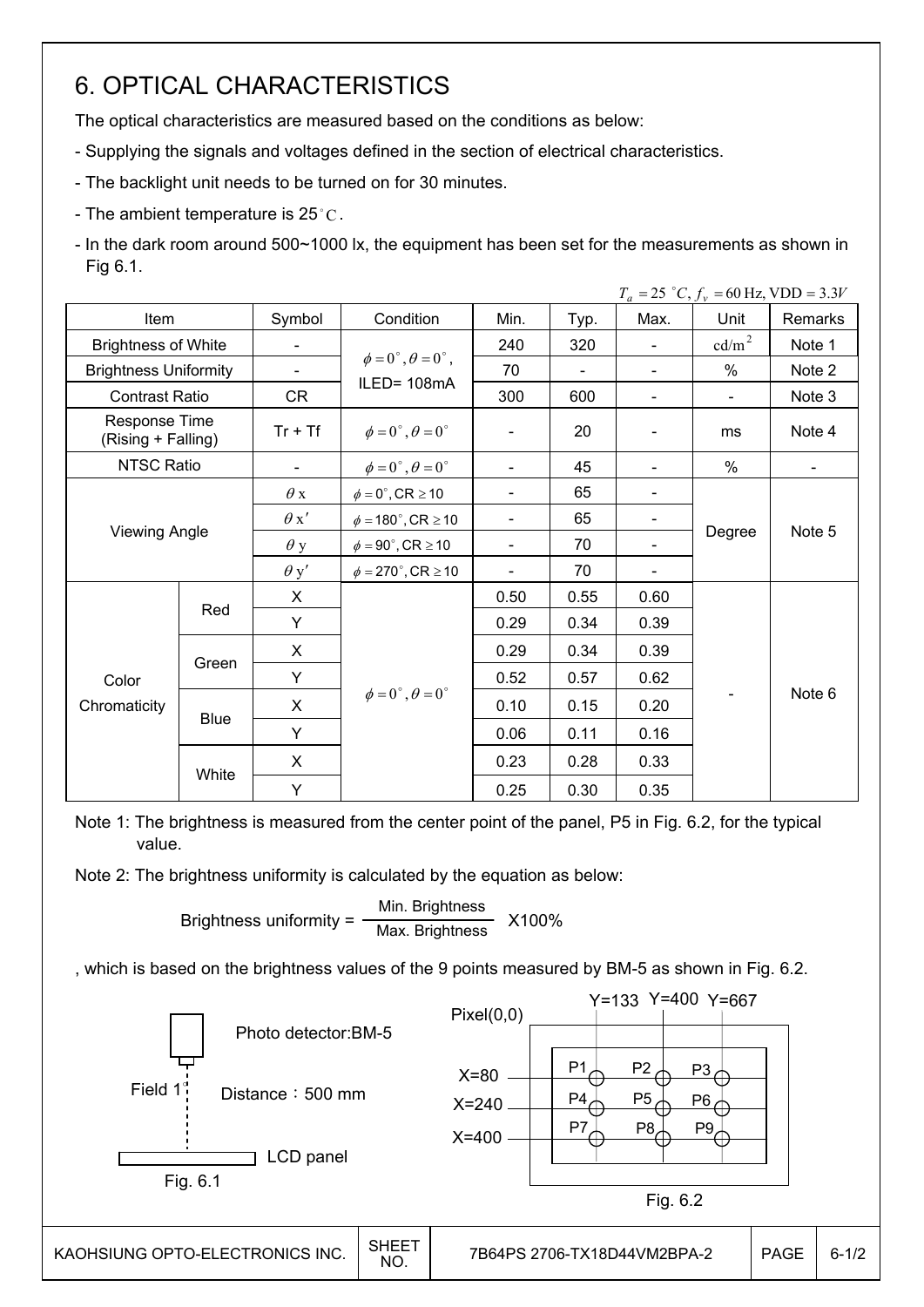# 6. OPTICAL CHARACTERISTICS

The optical characteristics are measured based on the conditions as below:

- Supplying the signals and voltages defined in the section of electrical characteristics.
- The backlight unit needs to be turned on for 30 minutes.
- The ambient temperature is 25°C.
- In the dark room around 500~1000 lx, the equipment has been set for the measurements as shown in Fig 6.1.

$T_a = 25\ ^{\circ}C,\ f_v = 60\ \text{Hz},\ \text{VDD} = 3.3V$

| Item | | Symbol | Condition | Min. | Typ. | Max. | Unit | Remarks |
|---|---|---|---|---|---|---|---|---|
| Brightness of White | | - | $\phi = 0^{\circ}, \theta = 0^{\circ}$, ILED= 108mA | 240 | 320 | - | $\text{cd/m}^2$ | Note 1 |
| Brightness Uniformity | | - | | 70 | - | - | % | Note 2 |
| Contrast Ratio | | CR | | 300 | 600 | - | - | Note 3 |
| Response Time (Rising + Falling) | | Tr + Tf | $\phi = 0^{\circ}, \theta = 0^{\circ}$ | - | 20 | - | ms | Note 4 |
| NTSC Ratio | | - | $\phi = 0^{\circ}, \theta = 0^{\circ}$ | - | 45 | - | % | - |
| Viewing Angle | | $\theta$ x | $\phi = 0^{\circ}$, CR $\geq 10$ | - | 65 | - | Degree | Note 5 |
| | | $\theta$ x' | $\phi = 180^{\circ}$, CR $\geq 10$ | - | 65 | - | | |
| | | $\theta$ y | $\phi = 90^{\circ}$, CR $\geq 10$ | - | 70 | - | | |
| | | $\theta$ y' | $\phi = 270^{\circ}$, CR $\geq 10$ | - | 70 | - | | |
| Color Chromaticity | Red | X | $\phi = 0^{\circ}, \theta = 0^{\circ}$ | 0.50 | 0.55 | 0.60 | - | Note 6 |
| | | Y | | 0.29 | 0.34 | 0.39 | | |
| | Green | X | | 0.29 | 0.34 | 0.39 | | |
| | | Y | | 0.52 | 0.57 | 0.62 | | |
| | Blue | X | | 0.10 | 0.15 | 0.20 | | |
| | | Y | | 0.06 | 0.11 | 0.16 | | |
| | White | X | | 0.23 | 0.28 | 0.33 | | |
| | | Y | | 0.25 | 0.30 | 0.35 | | |

Note 1: The brightness is measured from the center point of the panel, P5 in Fig. 6.2, for the typical value.

Note 2: The brightness uniformity is calculated by the equation as below:

$$\text{Brightness uniformity} = \frac{\text{Min. Brightness}}{\text{Max. Brightness}} \times 100\%$$

, which is based on the brightness values of the 9 points measured by BM-5 as shown in Fig. 6.2.

Photo detector:BM-5

Field 1°

Distance：500 mm

LCD panel

Fig. 6.1

Pixel(0,0)

Y=133 Y=400 Y=667

X=80

X=240

X=400

P1 P2 P3

P4 P5 P6

P7 P8 P9

Fig. 6.2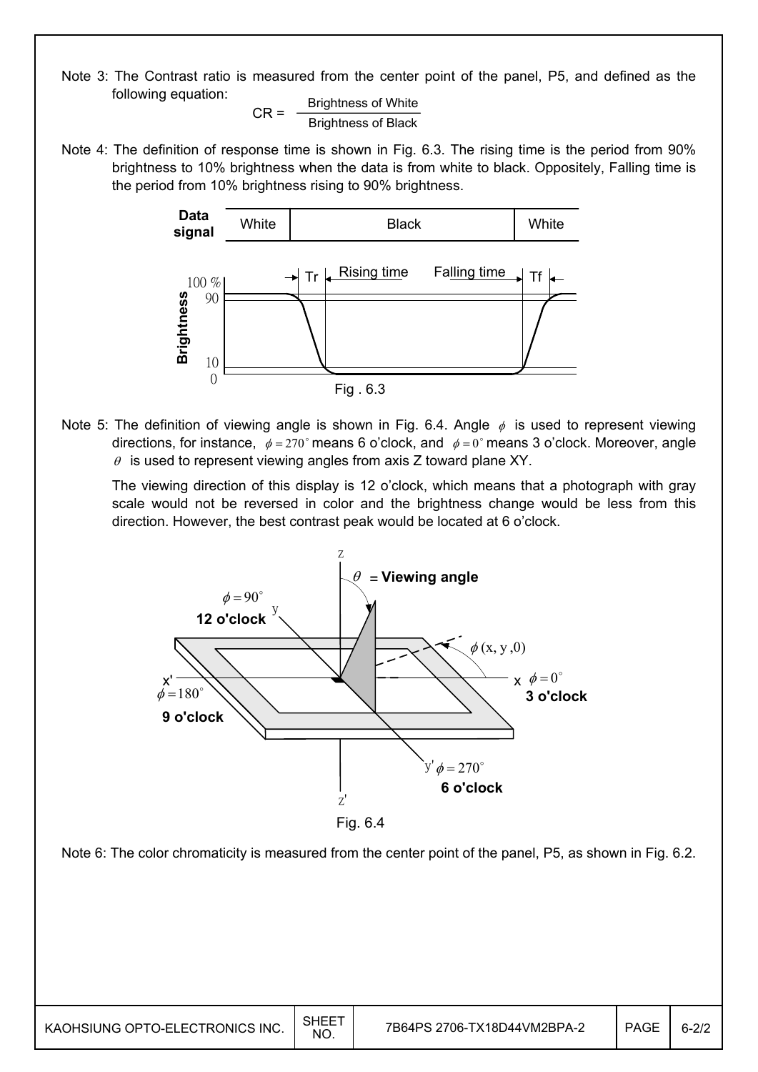Note 3: The Contrast ratio is measured from the center point of the panel, P5, and defined as the following equation:

$$CR = \frac{\text{Brightness of White}}{\text{Brightness of Black}}$$

Note 4: The definition of response time is shown in Fig. 6.3. The rising time is the period from 90% brightness to 10% brightness when the data is from white to black. Oppositely, Falling time is the period from 10% brightness rising to 90% brightness.

Fig . 6.3

Note 5: The definition of viewing angle is shown in Fig. 6.4. Angle $\phi$ is used to represent viewing directions, for instance, $\phi = 270^\circ$ means 6 o'clock, and $\phi = 0^\circ$ means 3 o'clock. Moreover, angle $\theta$ is used to represent viewing angles from axis Z toward plane XY.

The viewing direction of this display is 12 o'clock, which means that a photograph with gray scale would not be reversed in color and the brightness change would be less from this direction. However, the best contrast peak would be located at 6 o'clock.

Fig. 6.4

Note 6: The color chromaticity is measured from the center point of the panel, P5, as shown in Fig. 6.2.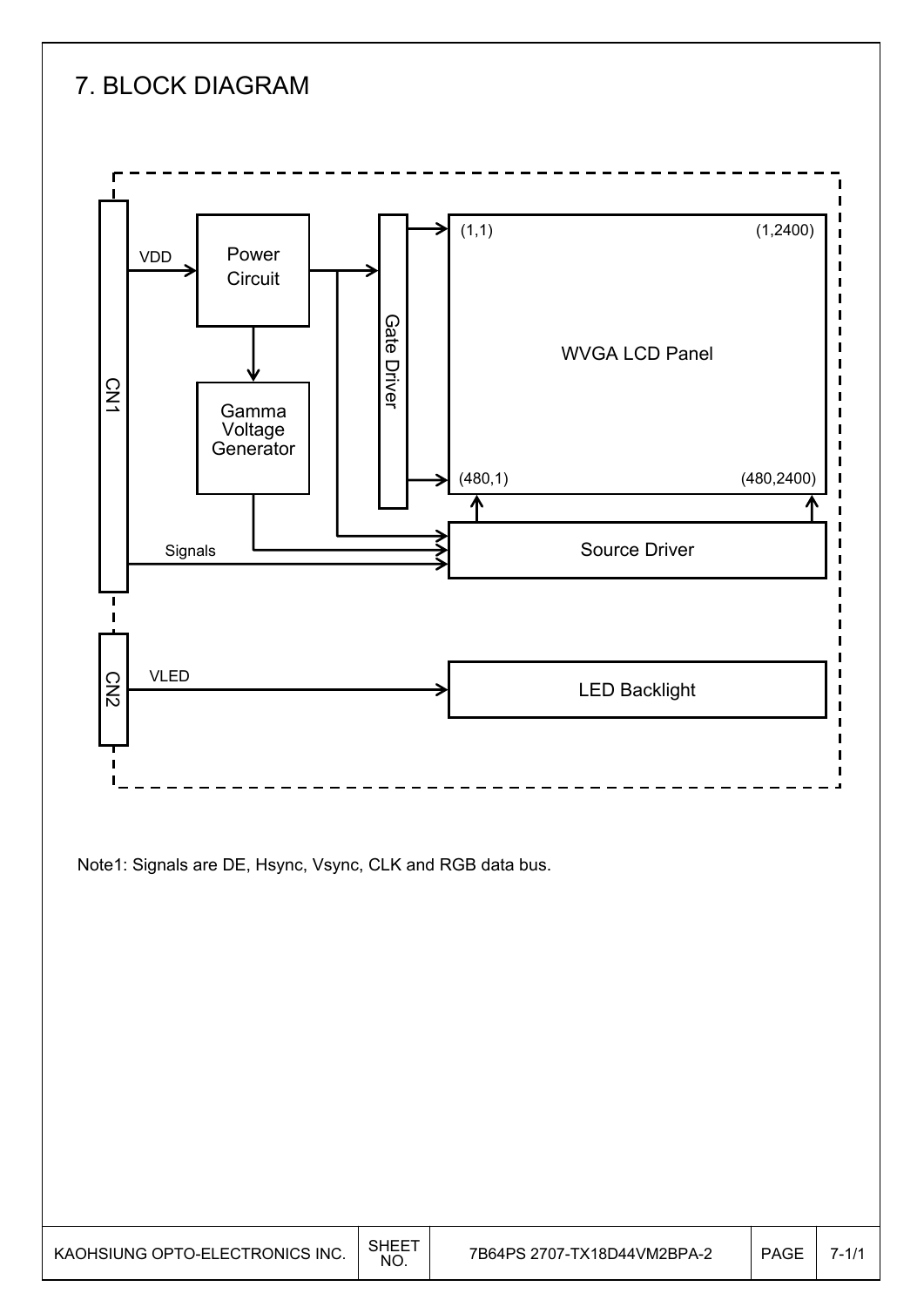# 7. BLOCK DIAGRAM

CN1

VDD

Power Circuit

Gamma Voltage Generator

Gate Driver

(1,1) (1,2400)

WVGA LCD Panel

(480,1) (480,2400)

Signals

Source Driver

CN2

VLED

LED Backlight

Note1: Signals are DE, Hsync, Vsync, CLK and RGB data bus.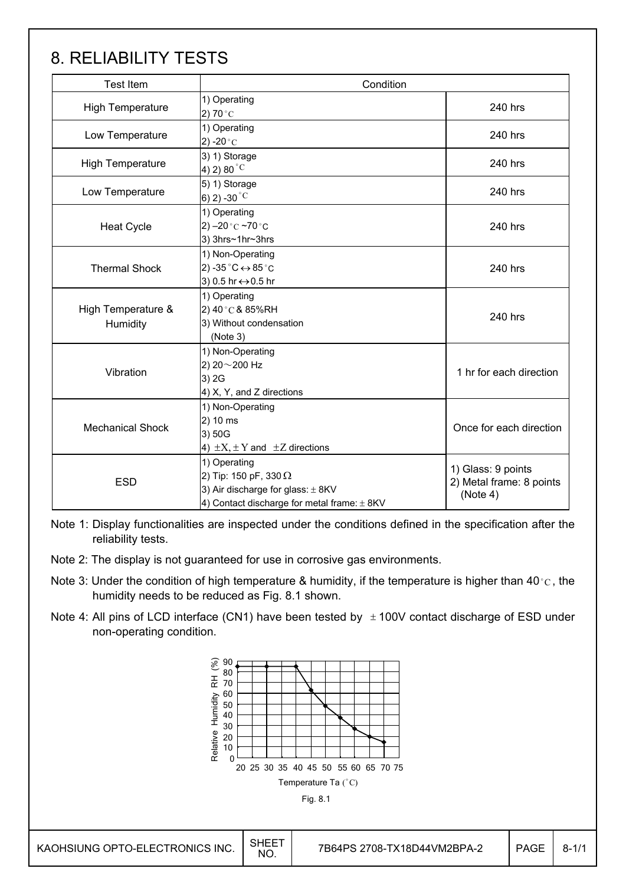# 8. RELIABILITY TESTS

| Test Item | Condition | |
|---|---|---|
| High Temperature | 1) Operating<br>2) 70°C | 240 hrs |
| Low Temperature | 1) Operating<br>2) -20°C | 240 hrs |
| High Temperature | 3) 1) Storage<br>4) 2) 80°C | 240 hrs |
| Low Temperature | 5) 1) Storage<br>6) 2) -30°C | 240 hrs |
| Heat Cycle | 1) Operating<br>2) –20°C ~70°C<br>3) 3hrs~1hr~3hrs | 240 hrs |
| Thermal Shock | 1) Non-Operating<br>2) -35°C $\leftrightarrow$ 85°C<br>3) 0.5 hr $\leftrightarrow$ 0.5 hr | 240 hrs |
| High Temperature & Humidity | 1) Operating<br>2) 40°C & 85%RH<br>3) Without condensation<br>(Note 3) | 240 hrs |
| Vibration | 1) Non-Operating<br>2) 20～200 Hz<br>3) 2G<br>4) X, Y, and Z directions | 1 hr for each direction |
| Mechanical Shock | 1) Non-Operating<br>2) 10 ms<br>3) 50G<br>4) $\pm$X, $\pm$Y and $\pm$Z directions | Once for each direction |
| ESD | 1) Operating<br>2) Tip: 150 pF, 330 Ω<br>3) Air discharge for glass: ± 8KV<br>4) Contact discharge for metal frame: ± 8KV | 1) Glass: 9 points<br>2) Metal frame: 8 points<br>(Note 4) |

Note 1: Display functionalities are inspected under the conditions defined in the specification after the reliability tests.

Note 2: The display is not guaranteed for use in corrosive gas environments.

Note 3: Under the condition of high temperature & humidity, if the temperature is higher than 40°C, the humidity needs to be reduced as Fig. 8.1 shown.

Note 4: All pins of LCD interface (CN1) have been tested by ±100V contact discharge of ESD under non-operating condition.

Fig. 8.1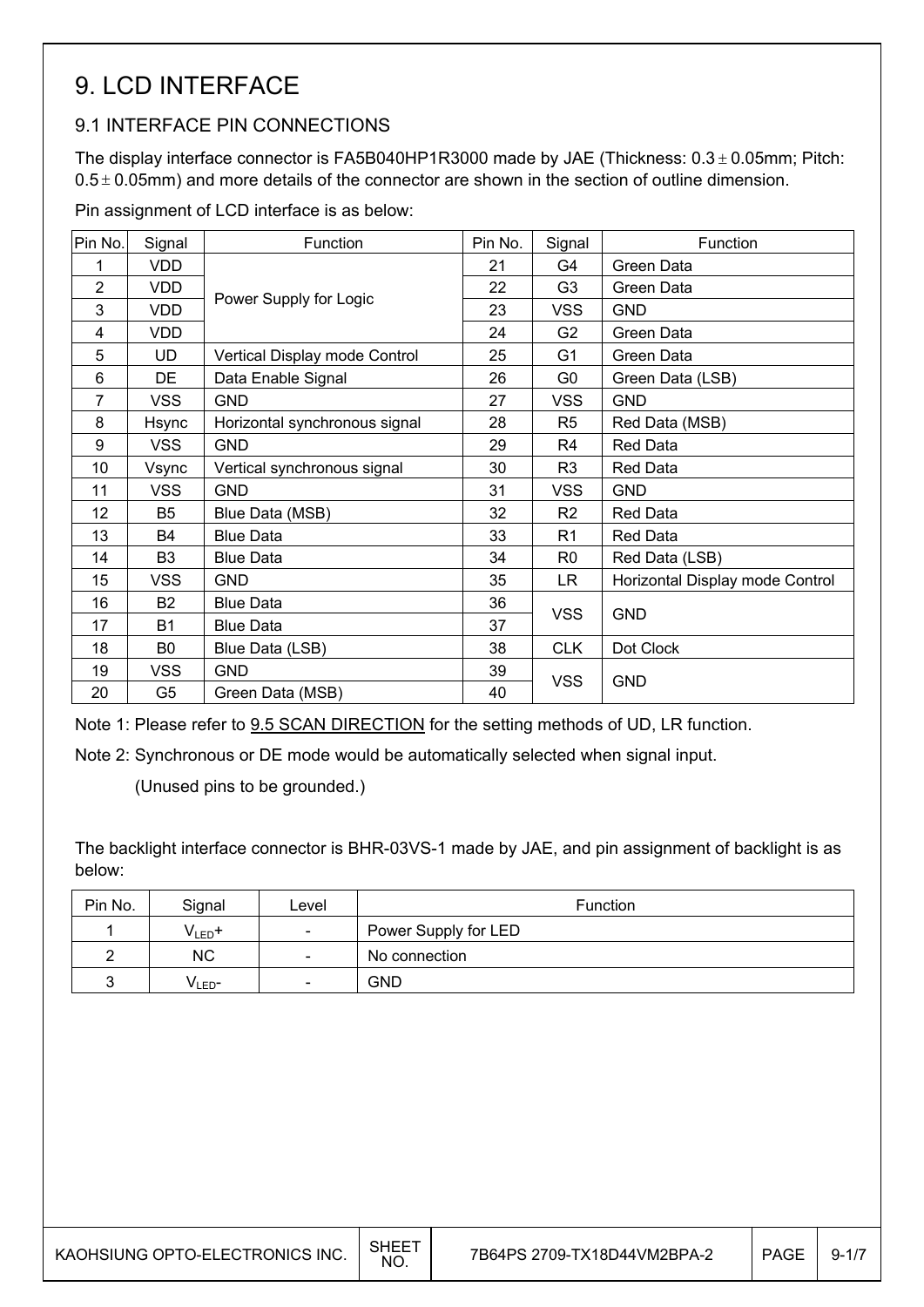# 9. LCD INTERFACE

## 9.1 INTERFACE PIN CONNECTIONS

The display interface connector is FA5B040HP1R3000 made by JAE (Thickness: 0.3 ± 0.05mm; Pitch: 0.5 ± 0.05mm) and more details of the connector are shown in the section of outline dimension.

Pin assignment of LCD interface is as below:

| Pin No. | Signal | Function | Pin No. | Signal | Function |
|---|---|---|---|---|---|
| 1 | VDD | Power Supply for Logic | 21 | G4 | Green Data |
| 2 | VDD | | 22 | G3 | Green Data |
| 3 | VDD | | 23 | VSS | GND |
| 4 | VDD | | 24 | G2 | Green Data |
| 5 | UD | Vertical Display mode Control | 25 | G1 | Green Data |
| 6 | DE | Data Enable Signal | 26 | G0 | Green Data (LSB) |
| 7 | VSS | GND | 27 | VSS | GND |
| 8 | Hsync | Horizontal synchronous signal | 28 | R5 | Red Data (MSB) |
| 9 | VSS | GND | 29 | R4 | Red Data |
| 10 | Vsync | Vertical synchronous signal | 30 | R3 | Red Data |
| 11 | VSS | GND | 31 | VSS | GND |
| 12 | B5 | Blue Data (MSB) | 32 | R2 | Red Data |
| 13 | B4 | Blue Data | 33 | R1 | Red Data |
| 14 | B3 | Blue Data | 34 | R0 | Red Data (LSB) |
| 15 | VSS | GND | 35 | LR | Horizontal Display mode Control |
| 16 | B2 | Blue Data | 36 | VSS | GND |
| 17 | B1 | Blue Data | 37 | | |
| 18 | B0 | Blue Data (LSB) | 38 | CLK | Dot Clock |
| 19 | VSS | GND | 39 | VSS | GND |
| 20 | G5 | Green Data (MSB) | 40 | | |

Note 1: Please refer to 9.5 SCAN DIRECTION for the setting methods of UD, LR function.

Note 2: Synchronous or DE mode would be automatically selected when signal input.

(Unused pins to be grounded.)

The backlight interface connector is BHR-03VS-1 made by JAE, and pin assignment of backlight is as below:

| Pin No. | Signal | Level | Function |
|---|---|---|---|
| 1 | $V_{LED}$+ | - | Power Supply for LED |
| 2 | NC | - | No connection |
| 3 | $V_{LED}$- | - | GND |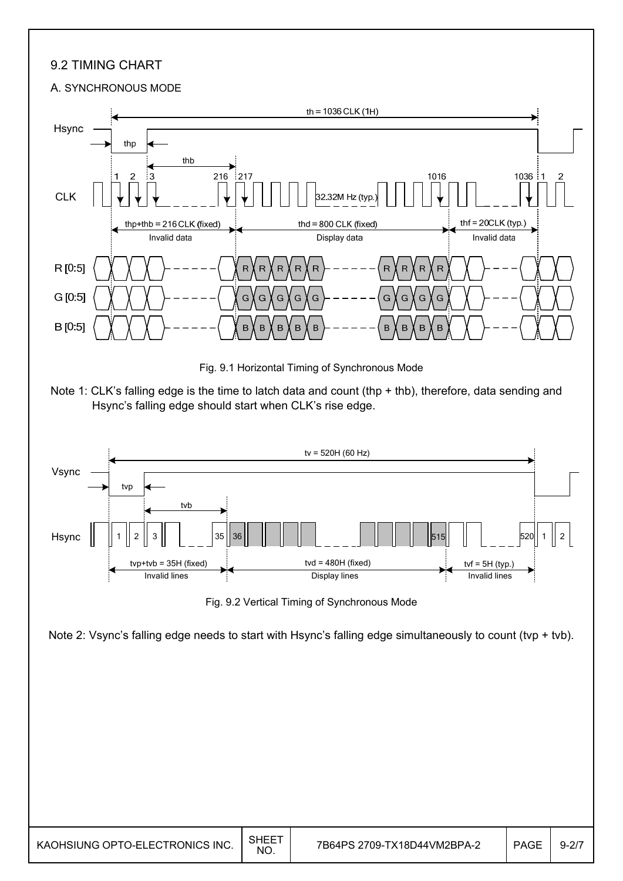## 9.2 TIMING CHART

### A. SYNCHRONOUS MODE

Fig. 9.1 Horizontal Timing of Synchronous Mode

Note 1: CLK's falling edge is the time to latch data and count (thp + thb), therefore, data sending and Hsync's falling edge should start when CLK's rise edge.

Fig. 9.2 Vertical Timing of Synchronous Mode

Note 2: Vsync's falling edge needs to start with Hsync's falling edge simultaneously to count (tvp + tvb).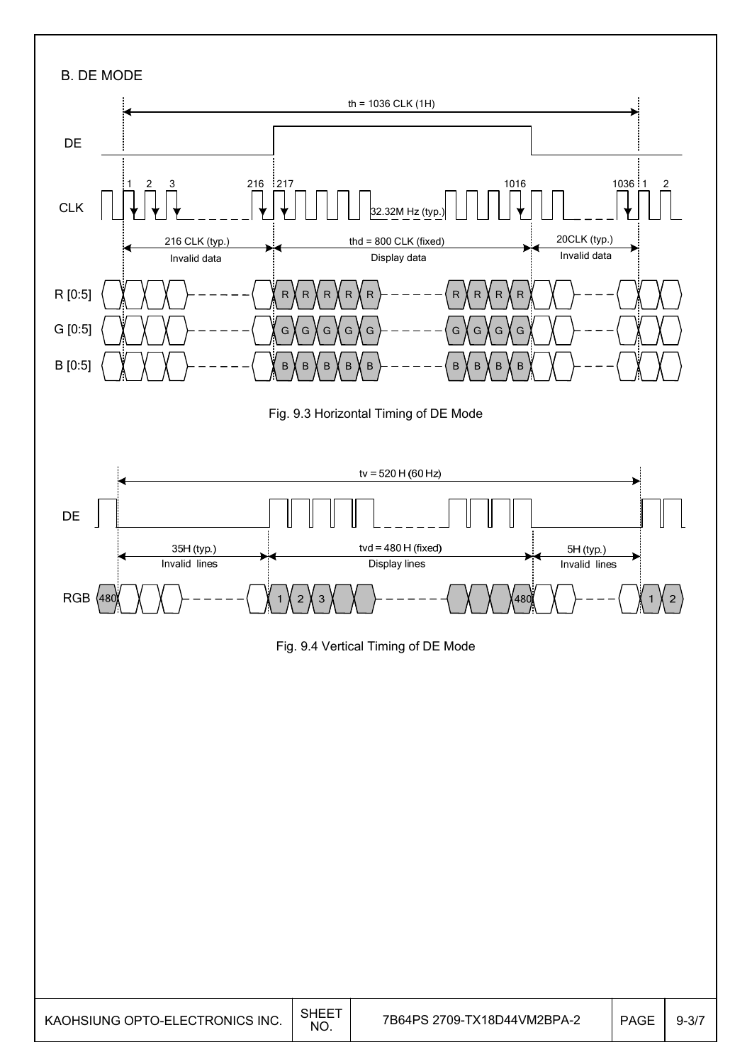B. DE MODE

th = 1036 CLK (1H)

DE

CLK

1 2 3 216 217 1016 1036 1 2

32.32M Hz (typ.)

216 CLK (typ.) Invalid data

thd = 800 CLK (fixed) Display data

20CLK (typ.) Invalid data

R [0:5]

G [0:5]

B [0:5]

Fig. 9.3 Horizontal Timing of DE Mode

tv = 520 H (60 Hz)

DE

35H (typ.) Invalid lines

tvd = 480 H (fixed) Display lines

5H (typ.) Invalid lines

RGB

480 1 2 3 480 1 2

Fig. 9.4 Vertical Timing of DE Mode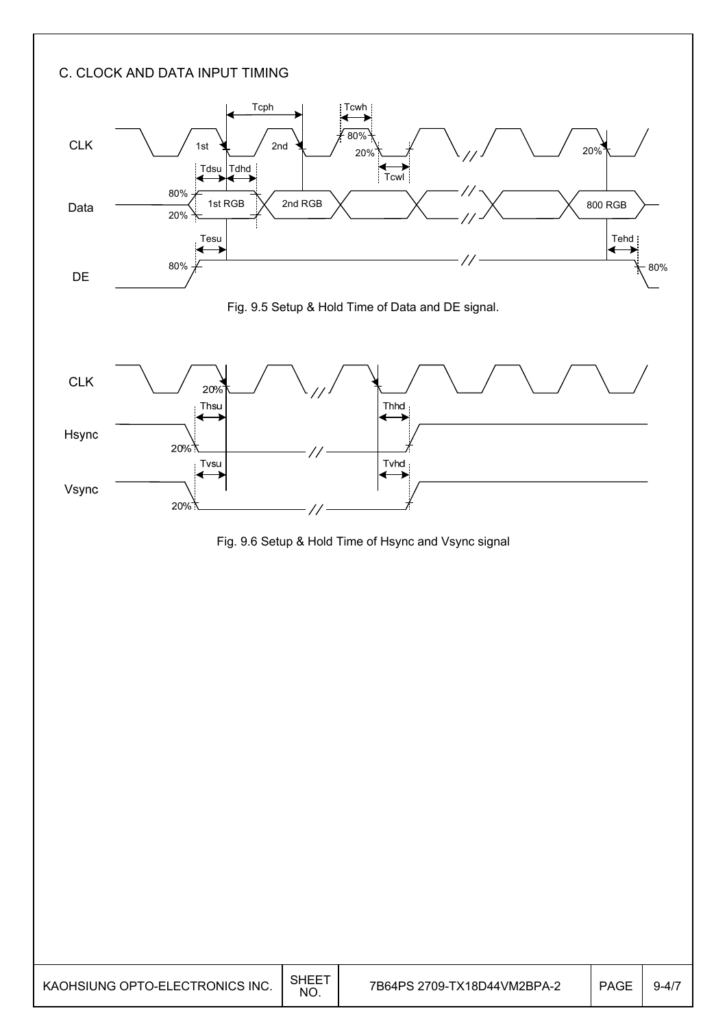## C. CLOCK AND DATA INPUT TIMING

Fig. 9.5 Setup & Hold Time of Data and DE signal.

Fig. 9.6 Setup & Hold Time of Hsync and Vsync signal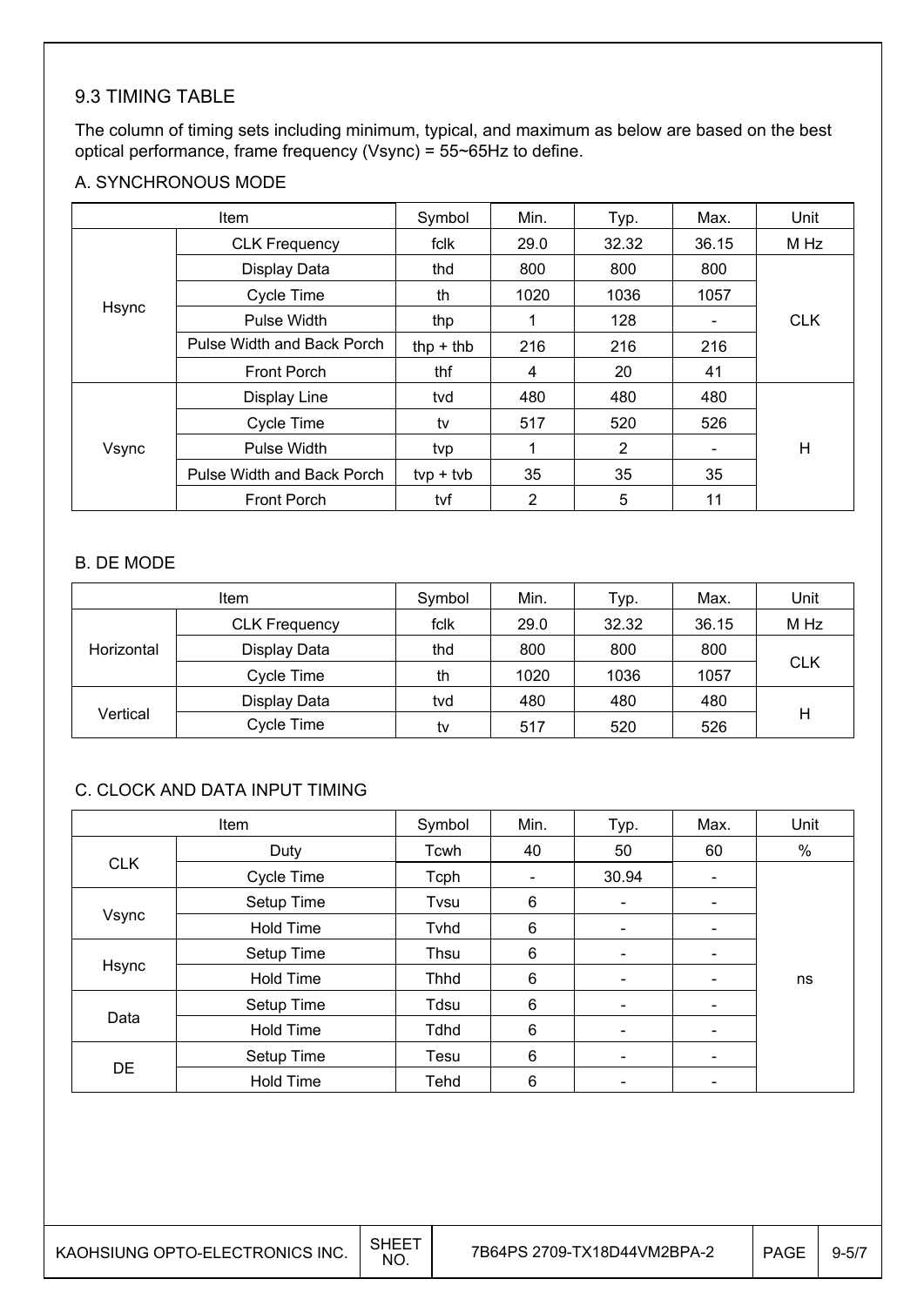## 9.3 TIMING TABLE

The column of timing sets including minimum, typical, and maximum as below are based on the best optical performance, frame frequency (Vsync) = 55~65Hz to define.

### A. SYNCHRONOUS MODE

| Item | | Symbol | Min. | Typ. | Max. | Unit |
|---|---|---|---|---|---|---|
| Hsync | CLK Frequency | fclk | 29.0 | 32.32 | 36.15 | M Hz |
| | Display Data | thd | 800 | 800 | 800 | CLK |
| | Cycle Time | th | 1020 | 1036 | 1057 | |
| | Pulse Width | thp | 1 | 128 | - | |
| | Pulse Width and Back Porch | thp + thb | 216 | 216 | 216 | |
| | Front Porch | thf | 4 | 20 | 41 | |
| Vsync | Display Line | tvd | 480 | 480 | 480 | H |
| | Cycle Time | tv | 517 | 520 | 526 | |
| | Pulse Width | tvp | 1 | 2 | - | |
| | Pulse Width and Back Porch | tvp + tvb | 35 | 35 | 35 | |
| | Front Porch | tvf | 2 | 5 | 11 | |

### B. DE MODE

| Item | | Symbol | Min. | Typ. | Max. | Unit |
|---|---|---|---|---|---|---|
| Horizontal | CLK Frequency | fclk | 29.0 | 32.32 | 36.15 | M Hz |
| | Display Data | thd | 800 | 800 | 800 | CLK |
| | Cycle Time | th | 1020 | 1036 | 1057 | |
| Vertical | Display Data | tvd | 480 | 480 | 480 | H |
| | Cycle Time | tv | 517 | 520 | 526 | |

### C. CLOCK AND DATA INPUT TIMING

| Item | | Symbol | Min. | Typ. | Max. | Unit |
|---|---|---|---|---|---|---|
| CLK | Duty | Tcwh | 40 | 50 | 60 | % |
| | Cycle Time | Tcph | - | 30.94 | - | ns |
| Vsync | Setup Time | Tvsu | 6 | - | - | |
| | Hold Time | Tvhd | 6 | - | - | |
| Hsync | Setup Time | Thsu | 6 | - | - | |
| | Hold Time | Thhd | 6 | - | - | |
| Data | Setup Time | Tdsu | 6 | - | - | |
| | Hold Time | Tdhd | 6 | - | - | |
| DE | Setup Time | Tesu | 6 | - | - | |
| | Hold Time | Tehd | 6 | - | - | |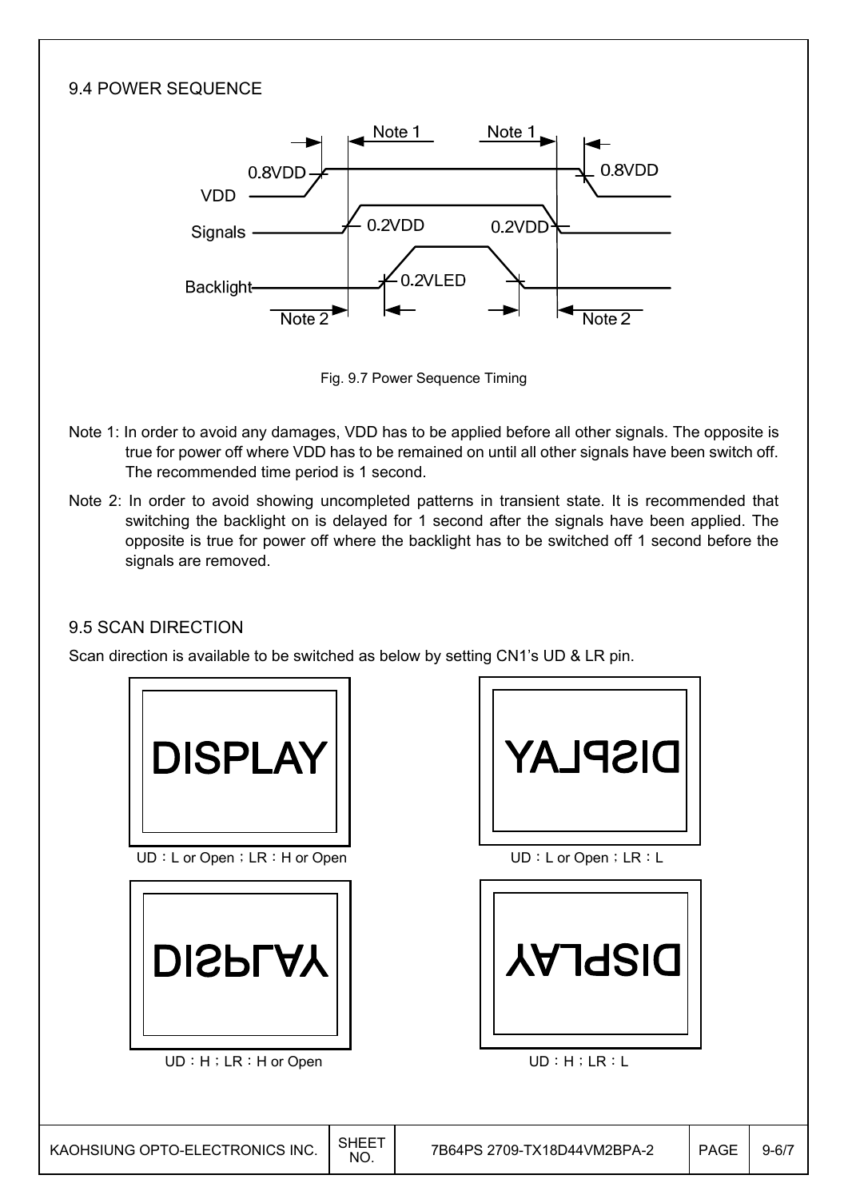## 9.4 POWER SEQUENCE

Fig. 9.7 Power Sequence Timing

Note 1: In order to avoid any damages, VDD has to be applied before all other signals. The opposite is true for power off where VDD has to be remained on until all other signals have been switch off. The recommended time period is 1 second.

Note 2: In order to avoid showing uncompleted patterns in transient state. It is recommended that switching the backlight on is delayed for 1 second after the signals have been applied. The opposite is true for power off where the backlight has to be switched off 1 second before the signals are removed.

## 9.5 SCAN DIRECTION

Scan direction is available to be switched as below by setting CN1's UD & LR pin.

UD：L or Open；LR：H or Open

UD：L or Open；LR：L

UD：H；LR：H or Open

UD：H；LR：L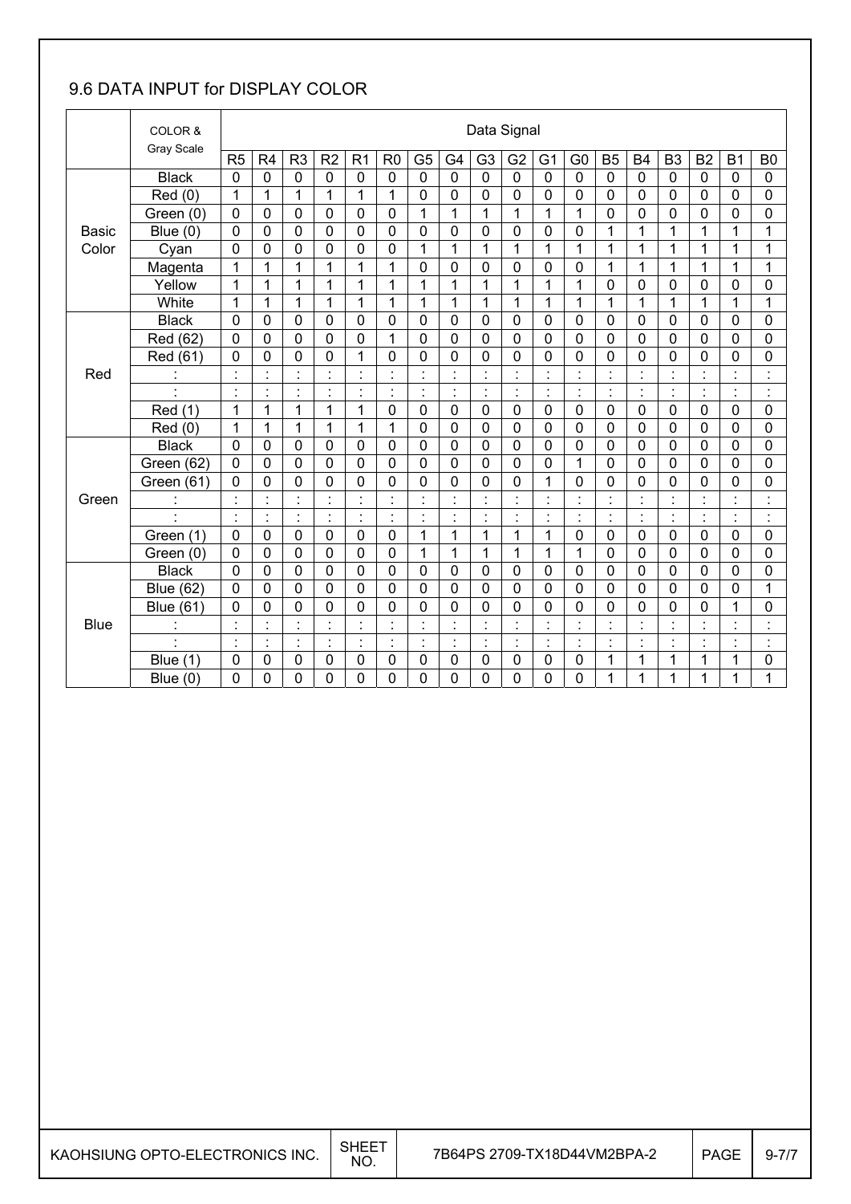## 9.6 DATA INPUT for DISPLAY COLOR

| | COLOR & Gray Scale | Data Signal | | | | | | | | | | | | | | | | | |
|---|---|---|---|---|---|---|---|---|---|---|---|---|---|---|---|---|---|---|---|
| | | R5 | R4 | R3 | R2 | R1 | R0 | G5 | G4 | G3 | G2 | G1 | G0 | B5 | B4 | B3 | B2 | B1 | B0 |
| Basic Color | Black | 0 | 0 | 0 | 0 | 0 | 0 | 0 | 0 | 0 | 0 | 0 | 0 | 0 | 0 | 0 | 0 | 0 | 0 |
| | Red (0) | 1 | 1 | 1 | 1 | 1 | 1 | 0 | 0 | 0 | 0 | 0 | 0 | 0 | 0 | 0 | 0 | 0 | 0 |
| | Green (0) | 0 | 0 | 0 | 0 | 0 | 0 | 1 | 1 | 1 | 1 | 1 | 1 | 0 | 0 | 0 | 0 | 0 | 0 |
| | Blue (0) | 0 | 0 | 0 | 0 | 0 | 0 | 0 | 0 | 0 | 0 | 0 | 0 | 1 | 1 | 1 | 1 | 1 | 1 |
| | Cyan | 0 | 0 | 0 | 0 | 0 | 0 | 1 | 1 | 1 | 1 | 1 | 1 | 1 | 1 | 1 | 1 | 1 | 1 |
| | Magenta | 1 | 1 | 1 | 1 | 1 | 1 | 0 | 0 | 0 | 0 | 0 | 0 | 1 | 1 | 1 | 1 | 1 | 1 |
| | Yellow | 1 | 1 | 1 | 1 | 1 | 1 | 1 | 1 | 1 | 1 | 1 | 1 | 0 | 0 | 0 | 0 | 0 | 0 |
| | White | 1 | 1 | 1 | 1 | 1 | 1 | 1 | 1 | 1 | 1 | 1 | 1 | 1 | 1 | 1 | 1 | 1 | 1 |
| Red | Black | 0 | 0 | 0 | 0 | 0 | 0 | 0 | 0 | 0 | 0 | 0 | 0 | 0 | 0 | 0 | 0 | 0 | 0 |
| | Red (62) | 0 | 0 | 0 | 0 | 0 | 1 | 0 | 0 | 0 | 0 | 0 | 0 | 0 | 0 | 0 | 0 | 0 | 0 |
| | Red (61) | 0 | 0 | 0 | 0 | 1 | 0 | 0 | 0 | 0 | 0 | 0 | 0 | 0 | 0 | 0 | 0 | 0 | 0 |
| | : | : | : | : | : | : | : | : | : | : | : | : | : | : | : | : | : | : | : |
| | : | : | : | : | : | : | : | : | : | : | : | : | : | : | : | : | : | : | : |
| | Red (1) | 1 | 1 | 1 | 1 | 1 | 0 | 0 | 0 | 0 | 0 | 0 | 0 | 0 | 0 | 0 | 0 | 0 | 0 |
| | Red (0) | 1 | 1 | 1 | 1 | 1 | 1 | 0 | 0 | 0 | 0 | 0 | 0 | 0 | 0 | 0 | 0 | 0 | 0 |
| Green | Black | 0 | 0 | 0 | 0 | 0 | 0 | 0 | 0 | 0 | 0 | 0 | 0 | 0 | 0 | 0 | 0 | 0 | 0 |
| | Green (62) | 0 | 0 | 0 | 0 | 0 | 0 | 0 | 0 | 0 | 0 | 0 | 1 | 0 | 0 | 0 | 0 | 0 | 0 |
| | Green (61) | 0 | 0 | 0 | 0 | 0 | 0 | 0 | 0 | 0 | 0 | 1 | 0 | 0 | 0 | 0 | 0 | 0 | 0 |
| | : | : | : | : | : | : | : | : | : | : | : | : | : | : | : | : | : | : | : |
| | : | : | : | : | : | : | : | : | : | : | : | : | : | : | : | : | : | : | : |
| | Green (1) | 0 | 0 | 0 | 0 | 0 | 0 | 1 | 1 | 1 | 1 | 1 | 0 | 0 | 0 | 0 | 0 | 0 | 0 |
| | Green (0) | 0 | 0 | 0 | 0 | 0 | 0 | 1 | 1 | 1 | 1 | 1 | 1 | 0 | 0 | 0 | 0 | 0 | 0 |
| Blue | Black | 0 | 0 | 0 | 0 | 0 | 0 | 0 | 0 | 0 | 0 | 0 | 0 | 0 | 0 | 0 | 0 | 0 | 0 |
| | Blue (62) | 0 | 0 | 0 | 0 | 0 | 0 | 0 | 0 | 0 | 0 | 0 | 0 | 0 | 0 | 0 | 0 | 0 | 1 |
| | Blue (61) | 0 | 0 | 0 | 0 | 0 | 0 | 0 | 0 | 0 | 0 | 0 | 0 | 0 | 0 | 0 | 0 | 1 | 0 |
| | : | : | : | : | : | : | : | : | : | : | : | : | : | : | : | : | : | : | : |
| | : | : | : | : | : | : | : | : | : | : | : | : | : | : | : | : | : | : | : |
| | Blue (1) | 0 | 0 | 0 | 0 | 0 | 0 | 0 | 0 | 0 | 0 | 0 | 0 | 1 | 1 | 1 | 1 | 1 | 0 |
| | Blue (0) | 0 | 0 | 0 | 0 | 0 | 0 | 0 | 0 | 0 | 0 | 0 | 0 | 1 | 1 | 1 | 1 | 1 | 1 |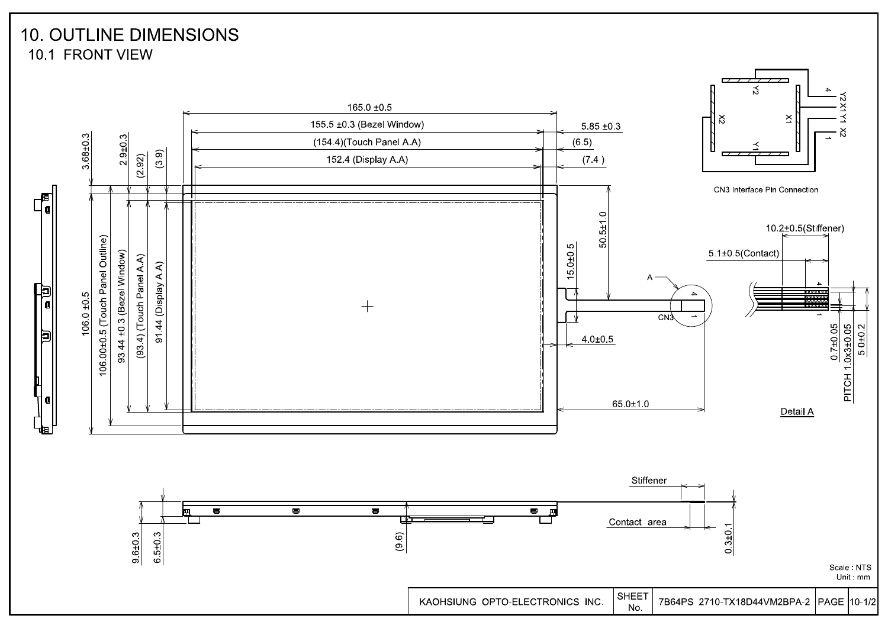# 10. OUTLINE DIMENSIONS

## 10.1 FRONT VIEW

165.0 ±0.5

155.5 ±0.3 (Bezel Window)

(154.4)(Touch Panel A.A)

152.4 (Display A.A)

5.85 ±0.3

(6.5)

(7.4)

3.68±0.3

2.9±0.3

(2.92)

(3.9)

106.0 ±0.5

106.00±0.5 (Touch Panel Outline)

93.44 ±0.3 (Bezel Window)

(93.4) (Touch Panel A.A)

91.44 (Display A.A)

50.5±1.0

15.0±0.5

4.0±0.5

65.0±1.0

A

CN3

CN3 Interface Pin Connection

Y2 X1 Y1 X2

4 1

10.2±0.5(Stiffener)

5.1±0.5(Contact)

0.7±0.05

PITCH 1.0x3±0.05

5.0±0.2

Detail A

Stiffener

Contact area

9.6±0.3

6.5±0.3

(9.6)

0.3±0.1

Scale : NTS
Unit : mm

| KAOHSIUNG OPTO-ELECTRONICS INC. | SHEET No. | 7B64PS 2710-TX18D44VM2BPA-2 | PAGE | 10-1/2 |
|---|---|---|---|---|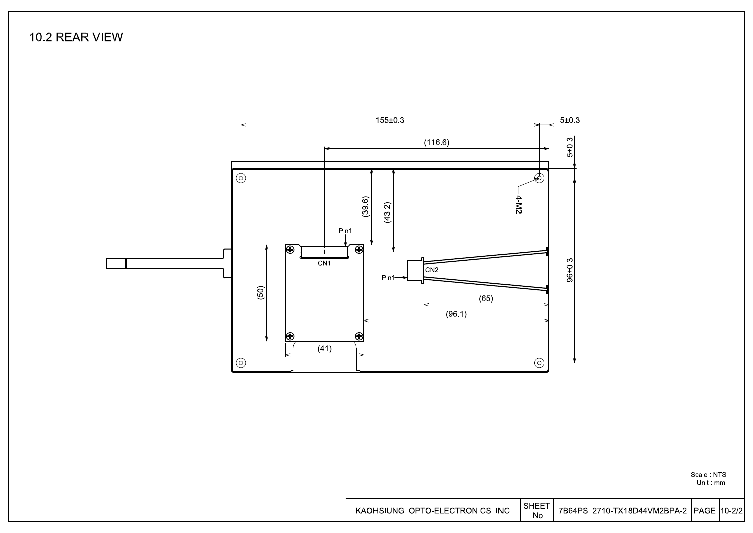## 10.2 REAR VIEW

155±0.3

5±0.3

(116.6)

5±0.3

(39.6)

(43.2)

4-M2

Pin1

CN1

CN2

Pin1

96±0.3

(50)

(65)

(96.1)

(41)

Scale : NTS
Unit : mm

| KAOHSIUNG OPTO-ELECTRONICS INC. | SHEET No. | 7B64PS 2710-TX18D44VM2BPA-2 | PAGE | 10-2/2 |
|---|---|---|---|---|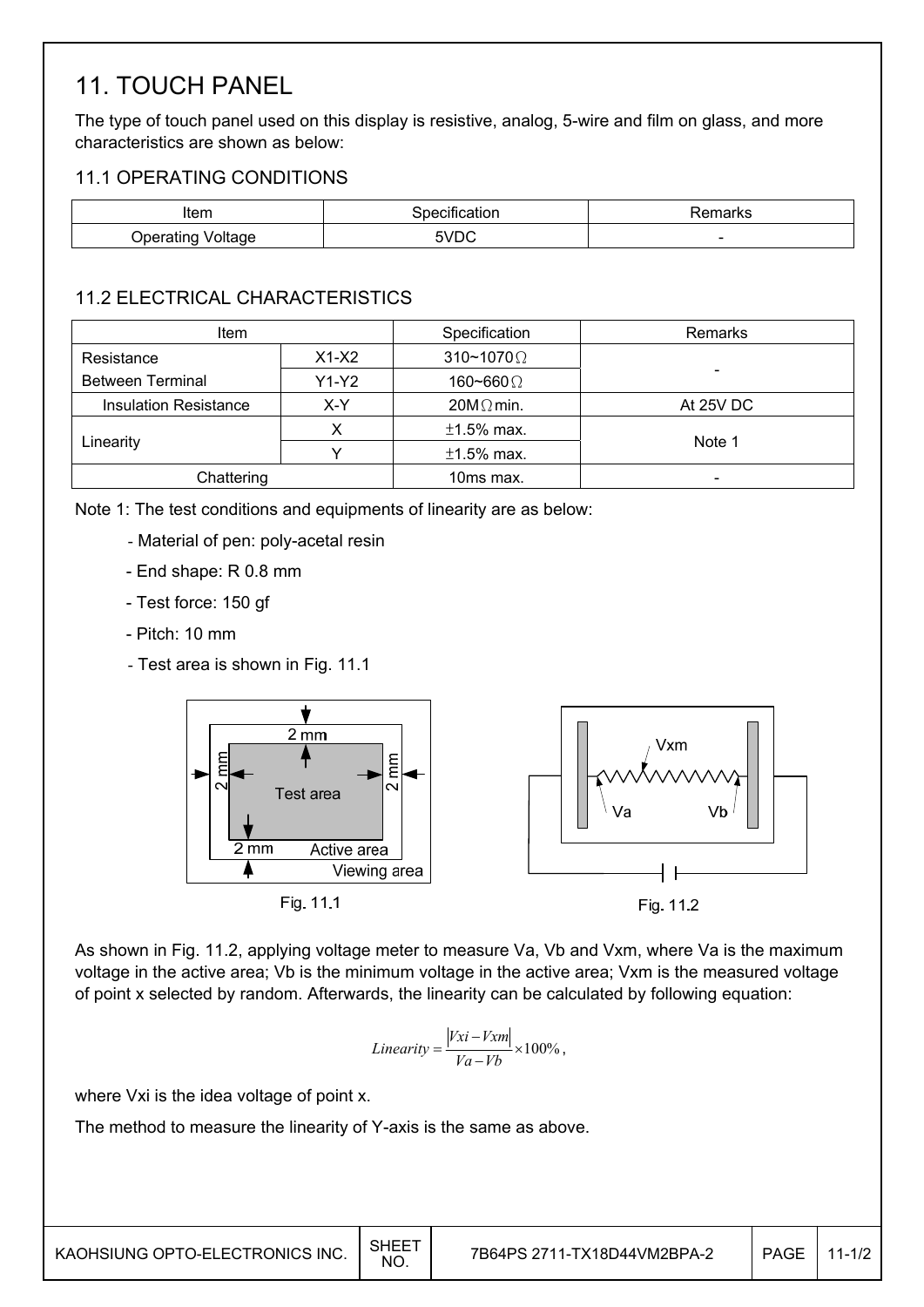# 11. TOUCH PANEL

The type of touch panel used on this display is resistive, analog, 5-wire and film on glass, and more characteristics are shown as below:

## 11.1 OPERATING CONDITIONS

| Item | Specification | Remarks |
|---|---|---|
| Operating Voltage | 5VDC | - |

## 11.2 ELECTRICAL CHARACTERISTICS

| Item | | Specification | Remarks |
|---|---|---|---|
| Resistance Between Terminal | X1-X2 | 310~1070Ω | - |
| | Y1-Y2 | 160~660Ω | |
| Insulation Resistance | X-Y | 20MΩ min. | At 25V DC |
| Linearity | X | ±1.5% max. | Note 1 |
| | Y | ±1.5% max. | |
| Chattering | | 10ms max. | - |

Note 1: The test conditions and equipments of linearity are as below:

- Material of pen: poly-acetal resin
- End shape: R 0.8 mm
- Test force: 150 gf
- Pitch: 10 mm
- Test area is shown in Fig. 11.1

Fig. 11.1

Fig. 11.2

As shown in Fig. 11.2, applying voltage meter to measure Va, Vb and Vxm, where Va is the maximum voltage in the active area; Vb is the minimum voltage in the active area; Vxm is the measured voltage of point x selected by random. Afterwards, the linearity can be calculated by following equation:

$$Linearity = \frac{|Vxi - Vxm|}{Va - Vb} \times 100\%,$$

where Vxi is the idea voltage of point x.

The method to measure the linearity of Y-axis is the same as above.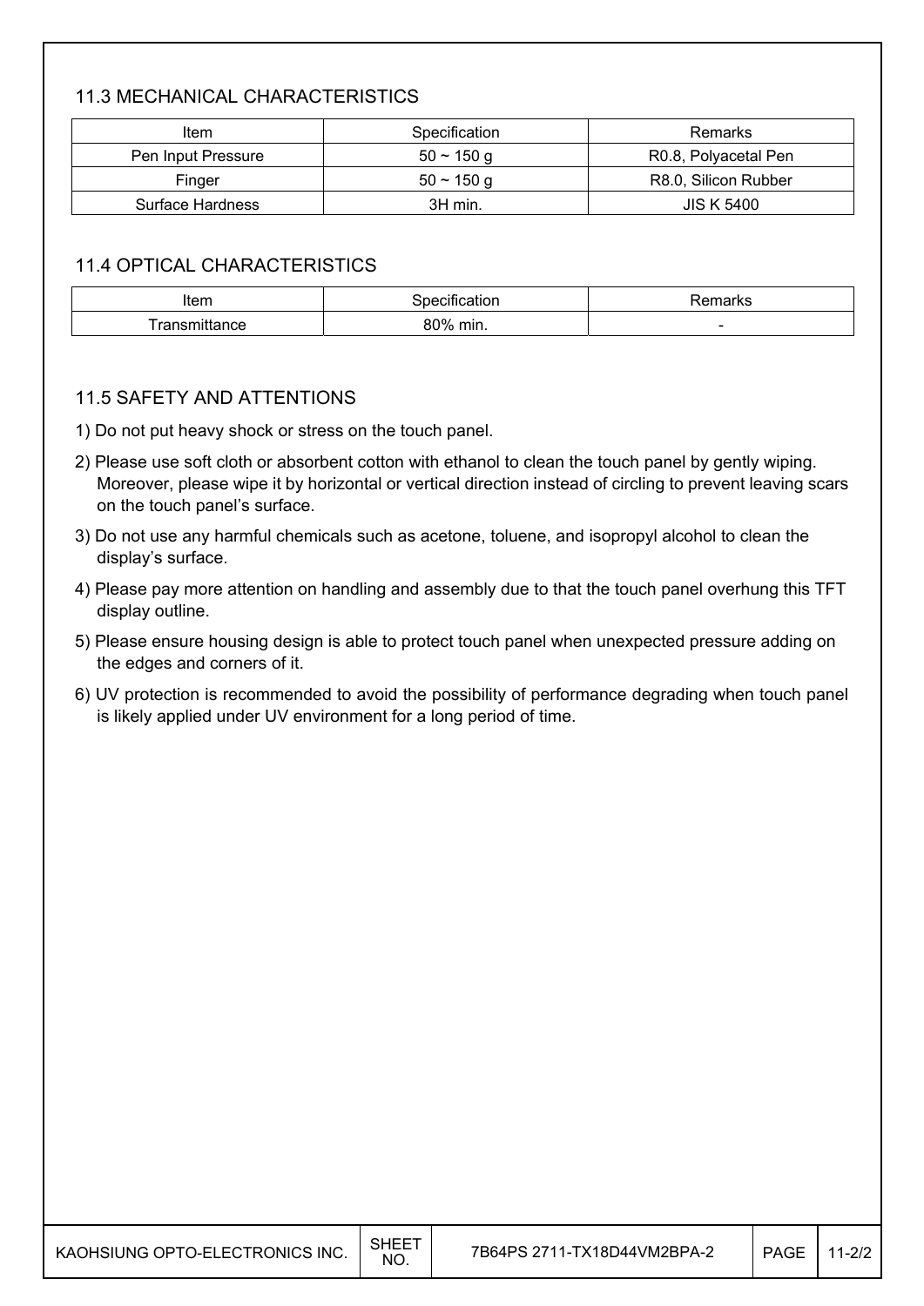## 11.3 MECHANICAL CHARACTERISTICS

| Item | Specification | Remarks |
|---|---|---|
| Pen Input Pressure | 50 ~ 150 g | R0.8, Polyacetal Pen |
| Finger | 50 ~ 150 g | R8.0, Silicon Rubber |
| Surface Hardness | 3H min. | JIS K 5400 |

## 11.4 OPTICAL CHARACTERISTICS

| Item | Specification | Remarks |
|---|---|---|
| Transmittance | 80% min. | - |

## 11.5 SAFETY AND ATTENTIONS

1) Do not put heavy shock or stress on the touch panel.
2) Please use soft cloth or absorbent cotton with ethanol to clean the touch panel by gently wiping. Moreover, please wipe it by horizontal or vertical direction instead of circling to prevent leaving scars on the touch panel's surface.
3) Do not use any harmful chemicals such as acetone, toluene, and isopropyl alcohol to clean the display's surface.
4) Please pay more attention on handling and assembly due to that the touch panel overhung this TFT display outline.
5) Please ensure housing design is able to protect touch panel when unexpected pressure adding on the edges and corners of it.
6) UV protection is recommended to avoid the possibility of performance degrading when touch panel is likely applied under UV environment for a long period of time.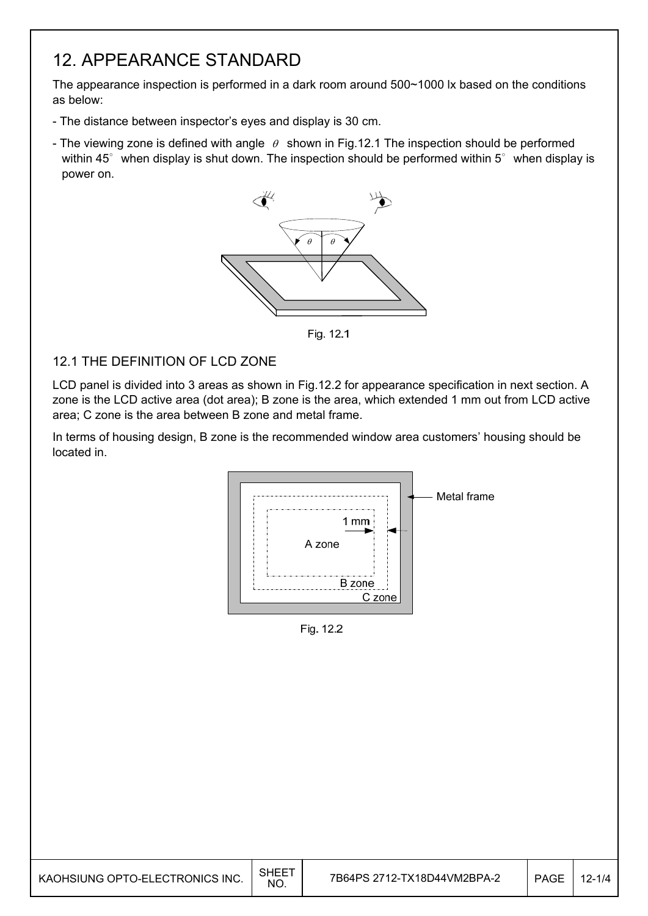# 12. APPEARANCE STANDARD

The appearance inspection is performed in a dark room around 500~1000 lx based on the conditions as below:

- The distance between inspector's eyes and display is 30 cm.
- The viewing zone is defined with angle $\theta$ shown in Fig.12.1 The inspection should be performed within 45° when display is shut down. The inspection should be performed within 5° when display is power on.

Fig. 12.1

## 12.1 THE DEFINITION OF LCD ZONE

LCD panel is divided into 3 areas as shown in Fig.12.2 for appearance specification in next section. A zone is the LCD active area (dot area); B zone is the area, which extended 1 mm out from LCD active area; C zone is the area between B zone and metal frame.

In terms of housing design, B zone is the recommended window area customers' housing should be located in.

Fig. 12.2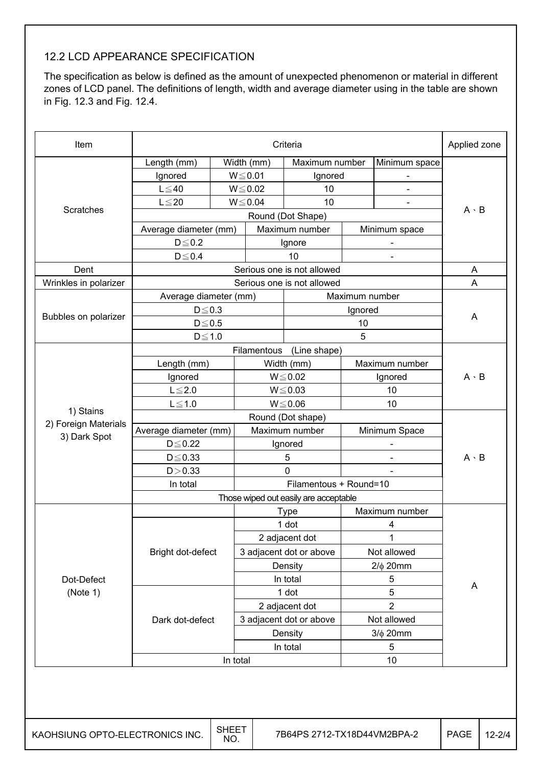## 12.2 LCD APPEARANCE SPECIFICATION

The specification as below is defined as the amount of unexpected phenomenon or material in different zones of LCD panel. The definitions of length, width and average diameter using in the table are shown in Fig. 12.3 and Fig. 12.4.

| Item | Criteria | | | | Applied zone |
|---|---|---|---|---|---|
| Scratches | Length (mm) | Width (mm) | Maximum number | Minimum space | A、B |
| | Ignored | W≦0.01 | Ignored | - | |
| | L≦40 | W≦0.02 | 10 | - | |
| | L≦20 | W≦0.04 | 10 | - | |
| | Round (Dot Shape) | | | | |
| | Average diameter (mm) | Maximum number | Minimum space | | |
| | D≦0.2 | Ignore | - | | |
| | D≦0.4 | 10 | - | | |
| Dent | Serious one is not allowed | | | | A |
| Wrinkles in polarizer | Serious one is not allowed | | | | A |
| Bubbles on polarizer | Average diameter (mm) | Maximum number | | | A |
| | D≦0.3 | Ignored | | | |
| | D≦0.5 | 10 | | | |
| | D≦1.0 | 5 | | | |
| 1) Stains 2) Foreign Materials 3) Dark Spot | Filamentous (Line shape) | | | | A、B |
| | Length (mm) | Width (mm) | Maximum number | | |
| | Ignored | W≦0.02 | Ignored | | |
| | L≦2.0 | W≦0.03 | 10 | | |
| | L≦1.0 | W≦0.06 | 10 | | |
| | Round (Dot shape) | | | | A、B |
| | Average diameter (mm) | Maximum number | Minimum Space | | |
| | D≦0.22 | Ignored | - | | |
| | D≦0.33 | 5 | - | | |
| | D＞0.33 | 0 | - | | |
| | In total | Filamentous + Round=10 | | | |
| | Those wiped out easily are acceptable | | | | |
| Dot-Defect (Note 1) | | Type | Maximum number | | A |
| | Bright dot-defect | 1 dot | 4 | | |
| | | 2 adjacent dot | 1 | | |
| | | 3 adjacent dot or above | Not allowed | | |
| | | Density | 2/ϕ 20mm | | |
| | | In total | 5 | | |
| | Dark dot-defect | 1 dot | 5 | | |
| | | 2 adjacent dot | 2 | | |
| | | 3 adjacent dot or above | Not allowed | | |
| | | Density | 3/ϕ 20mm | | |
| | | In total | 5 | | |
| | In total | | 10 | | |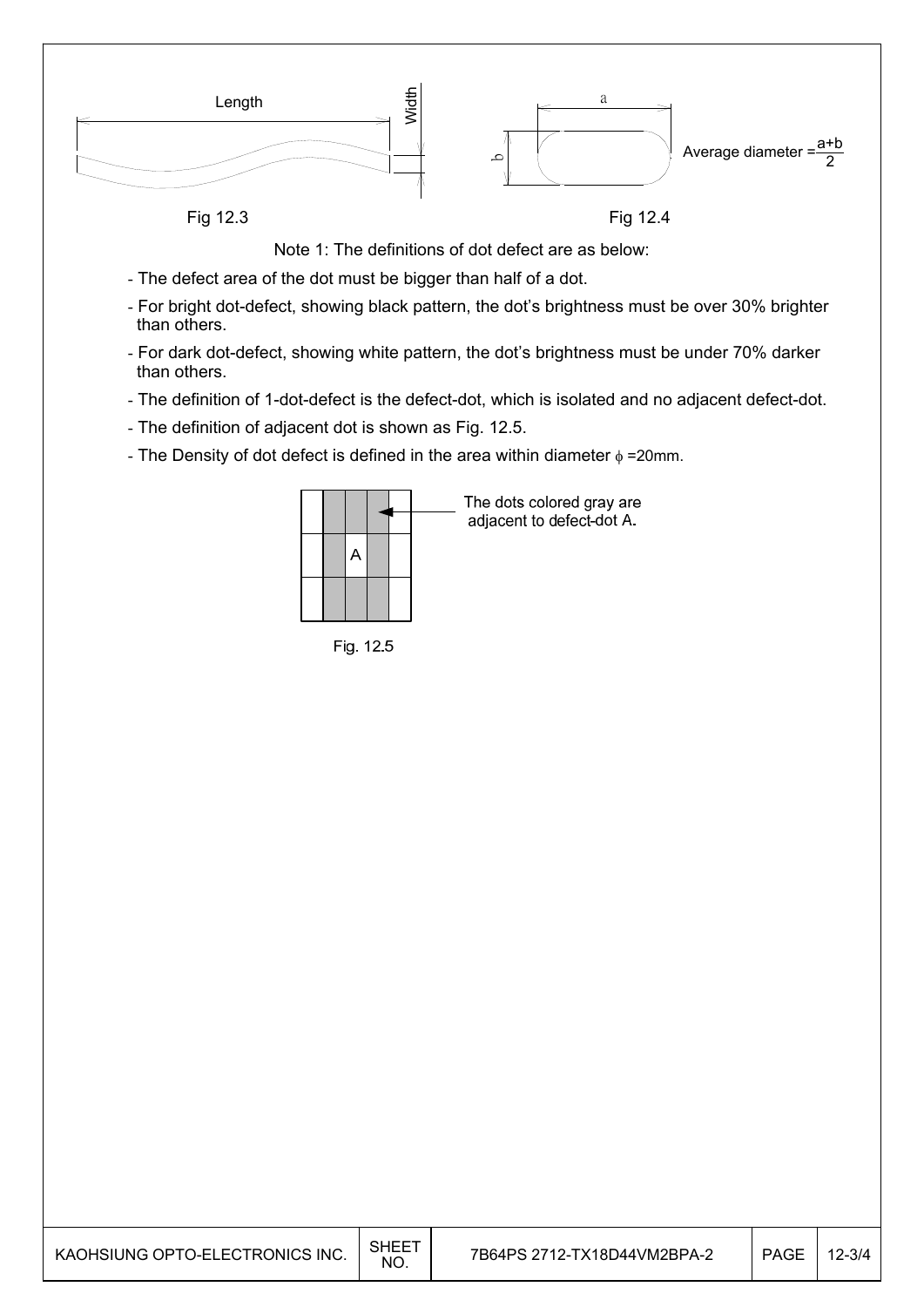Length

Width

Fig 12.3

a

b

Average diameter = $\frac{a+b}{2}$

Fig 12.4

Note 1: The definitions of dot defect are as below:

- The defect area of the dot must be bigger than half of a dot.
- For bright dot-defect, showing black pattern, the dot's brightness must be over 30% brighter than others.
- For dark dot-defect, showing white pattern, the dot's brightness must be under 70% darker than others.
- The definition of 1-dot-defect is the defect-dot, which is isolated and no adjacent defect-dot.
- The definition of adjacent dot is shown as Fig. 12.5.
- The Density of dot defect is defined in the area within diameter $\phi$ =20mm.

The dots colored gray are adjacent to defect-dot A.

Fig. 12.5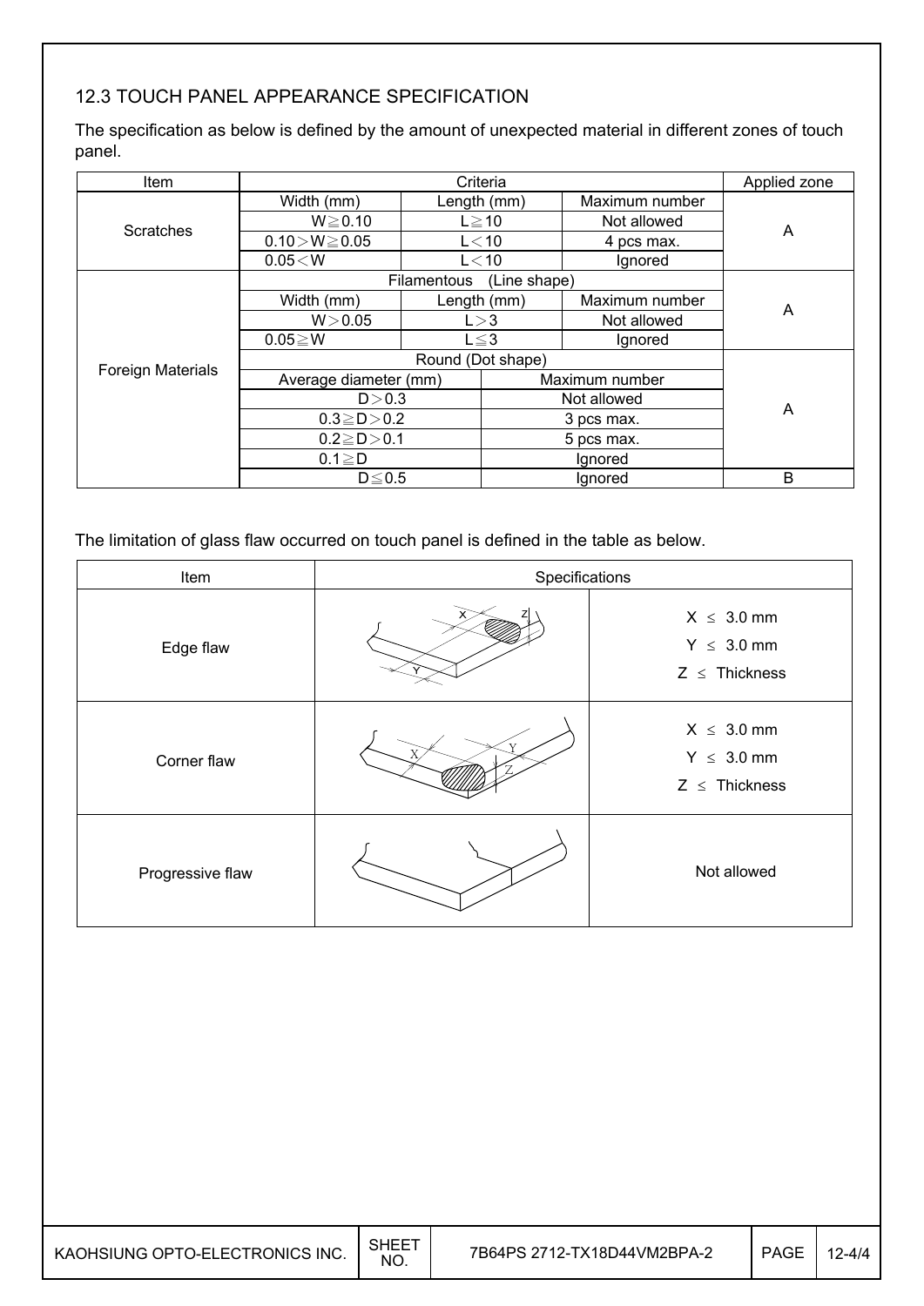## 12.3 TOUCH PANEL APPEARANCE SPECIFICATION

The specification as below is defined by the amount of unexpected material in different zones of touch panel.

| Item | Criteria | | | Applied zone |
|---|---|---|---|---|
| Scratches | Width (mm) | Length (mm) | Maximum number | A |
| | W≧0.10 | L≧10 | Not allowed | |
| | 0.10＞W≧0.05 | L＜10 | 4 pcs max. | |
| | 0.05＜W | L＜10 | Ignored | |
| Foreign Materials | Filamentous (Line shape) | | | A |
| | Width (mm) | Length (mm) | Maximum number | |
| | W＞0.05 | L＞3 | Not allowed | |
| | 0.05≧W | L≦3 | Ignored | |
| | Round (Dot shape) | | | A |
| | Average diameter (mm) | | Maximum number | |
| | D＞0.3 | | Not allowed | |
| | 0.3≧D＞0.2 | | 3 pcs max. | |
| | 0.2≧D＞0.1 | | 5 pcs max. | |
| | 0.1≧D | | Ignored | |
| | D≦0.5 | | Ignored | B |

The limitation of glass flaw occurred on touch panel is defined in the table as below.

| Item | Specifications |
|---|---|
| Edge flaw | X ≤ 3.0 mm<br>Y ≤ 3.0 mm<br>Z ≤ Thickness |
| Corner flaw | X ≤ 3.0 mm<br>Y ≤ 3.0 mm<br>Z ≤ Thickness |
| Progressive flaw | Not allowed |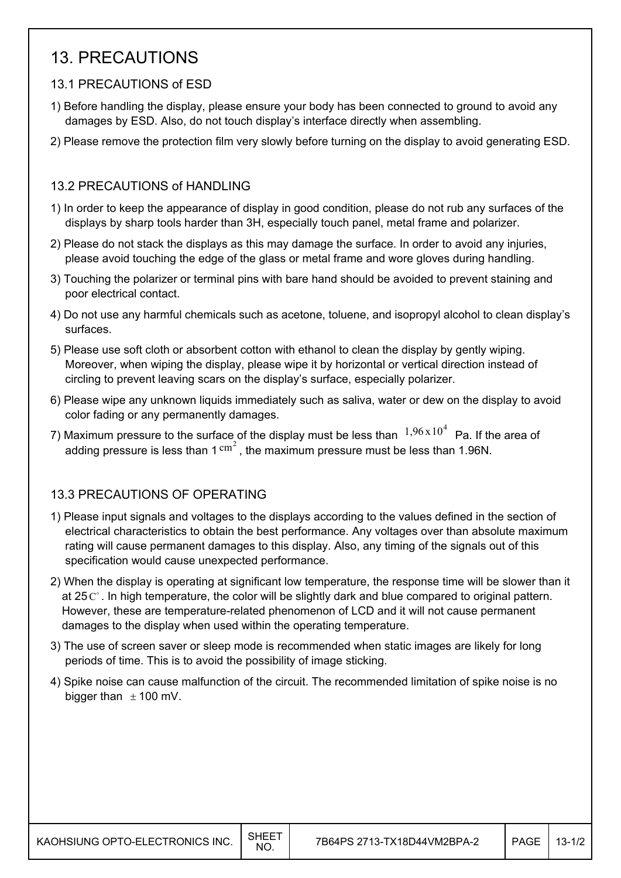# 13. PRECAUTIONS

## 13.1 PRECAUTIONS of ESD

1) Before handling the display, please ensure your body has been connected to ground to avoid any damages by ESD. Also, do not touch display's interface directly when assembling.
2) Please remove the protection film very slowly before turning on the display to avoid generating ESD.

## 13.2 PRECAUTIONS of HANDLING

1) In order to keep the appearance of display in good condition, please do not rub any surfaces of the displays by sharp tools harder than 3H, especially touch panel, metal frame and polarizer.
2) Please do not stack the displays as this may damage the surface. In order to avoid any injuries, please avoid touching the edge of the glass or metal frame and wore gloves during handling.
3) Touching the polarizer or terminal pins with bare hand should be avoided to prevent staining and poor electrical contact.
4) Do not use any harmful chemicals such as acetone, toluene, and isopropyl alcohol to clean display's surfaces.
5) Please use soft cloth or absorbent cotton with ethanol to clean the display by gently wiping. Moreover, when wiping the display, please wipe it by horizontal or vertical direction instead of circling to prevent leaving scars on the display's surface, especially polarizer.
6) Please wipe any unknown liquids immediately such as saliva, water or dew on the display to avoid color fading or any permanently damages.
7) Maximum pressure to the surface of the display must be less than $1{,}96 \times 10^4$ Pa. If the area of adding pressure is less than 1 $cm^2$, the maximum pressure must be less than 1.96N.

## 13.3 PRECAUTIONS OF OPERATING

1) Please input signals and voltages to the displays according to the values defined in the section of electrical characteristics to obtain the best performance. Any voltages over than absolute maximum rating will cause permanent damages to this display. Also, any timing of the signals out of this specification would cause unexpected performance.
2) When the display is operating at significant low temperature, the response time will be slower than it at 25$C^{\circ}$. In high temperature, the color will be slightly dark and blue compared to original pattern. However, these are temperature-related phenomenon of LCD and it will not cause permanent damages to the display when used within the operating temperature.
3) The use of screen saver or sleep mode is recommended when static images are likely for long periods of time. This is to avoid the possibility of image sticking.
4) Spike noise can cause malfunction of the circuit. The recommended limitation of spike noise is no bigger than $\pm$100 mV.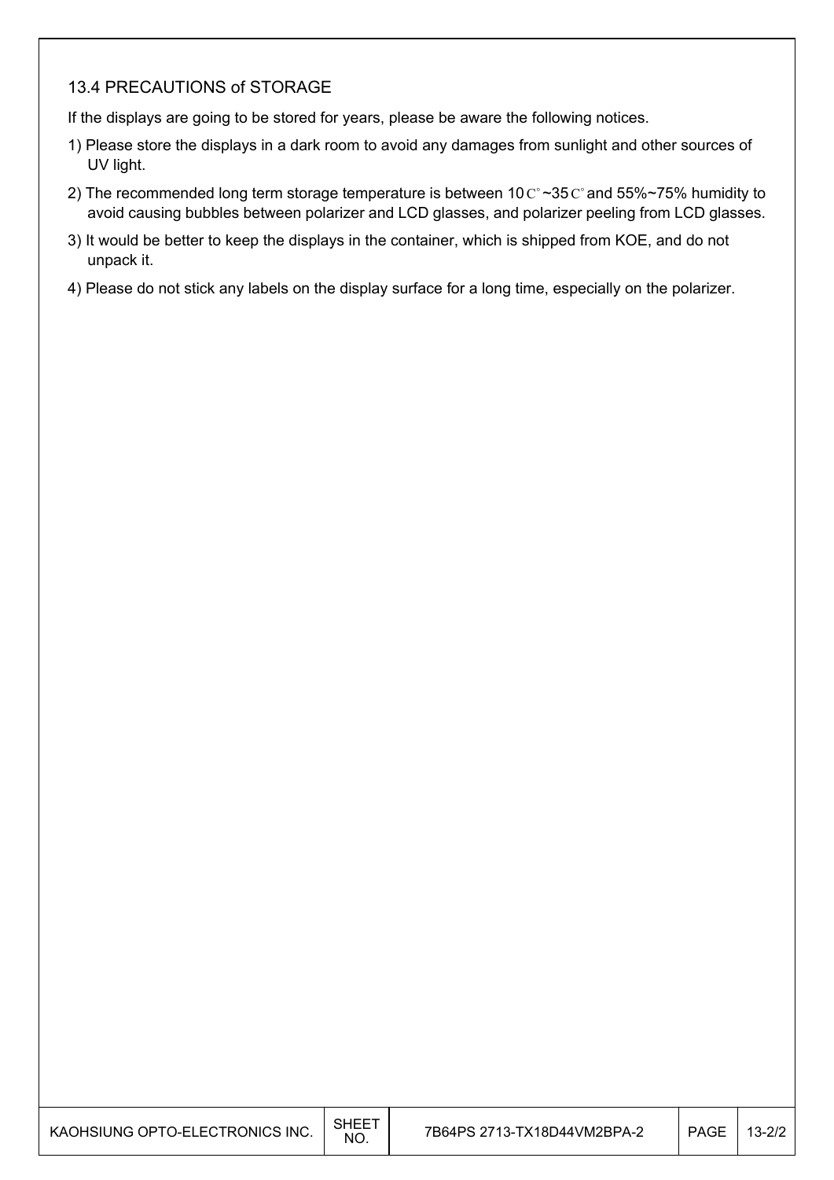### 13.4 PRECAUTIONS of STORAGE

If the displays are going to be stored for years, please be aware the following notices.

1) Please store the displays in a dark room to avoid any damages from sunlight and other sources of UV light.
2) The recommended long term storage temperature is between 10C°~35C° and 55%~75% humidity to avoid causing bubbles between polarizer and LCD glasses, and polarizer peeling from LCD glasses.
3) It would be better to keep the displays in the container, which is shipped from KOE, and do not unpack it.
4) Please do not stick any labels on the display surface for a long time, especially on the polarizer.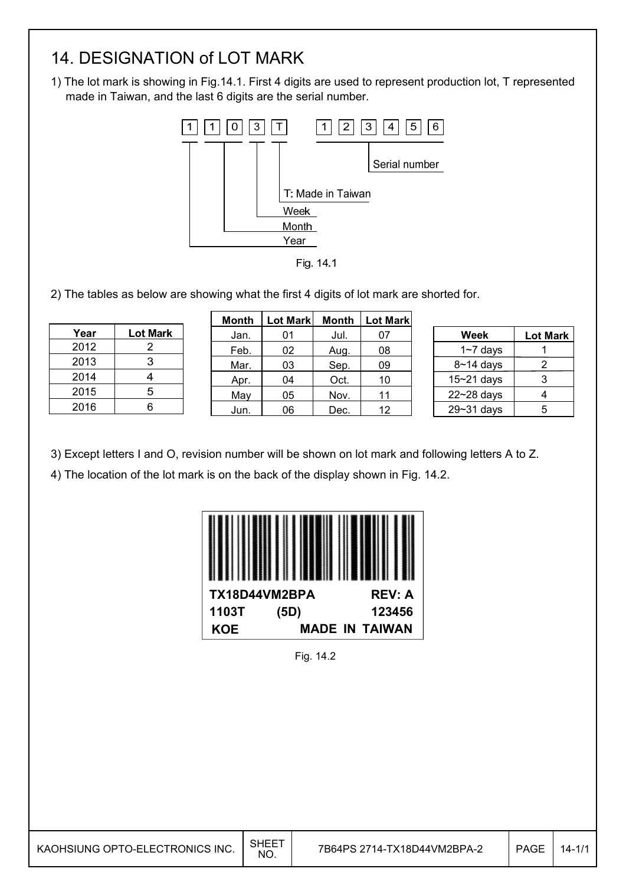# 14. DESIGNATION of LOT MARK

1) The lot mark is showing in Fig.14.1. First 4 digits are used to represent production lot, T represented made in Taiwan, and the last 6 digits are the serial number.

1 1 0 3 T 1 2 3 4 5 6

Serial number

T: Made in Taiwan

Week

Month

Year

Fig. 14.1

2) The tables as below are showing what the first 4 digits of lot mark are shorted for.

| Year | Lot Mark |
|---|---|
| 2012 | 2 |
| 2013 | 3 |
| 2014 | 4 |
| 2015 | 5 |
| 2016 | 6 |

| Month | Lot Mark | Month | Lot Mark |
|---|---|---|---|
| Jan. | 01 | Jul. | 07 |
| Feb. | 02 | Aug. | 08 |
| Mar. | 03 | Sep. | 09 |
| Apr. | 04 | Oct. | 10 |
| May | 05 | Nov. | 11 |
| Jun. | 06 | Dec. | 12 |

| Week | Lot Mark |
|---|---|
| 1~7 days | 1 |
| 8~14 days | 2 |
| 15~21 days | 3 |
| 22~28 days | 4 |
| 29~31 days | 5 |

3) Except letters I and O, revision number will be shown on lot mark and following letters A to Z.

4) The location of the lot mark is on the back of the display shown in Fig. 14.2.

**TX18D44VM2BPA REV: A**

**1103T (5D) 123456**

**KOE MADE IN TAIWAN**

Fig. 14.2